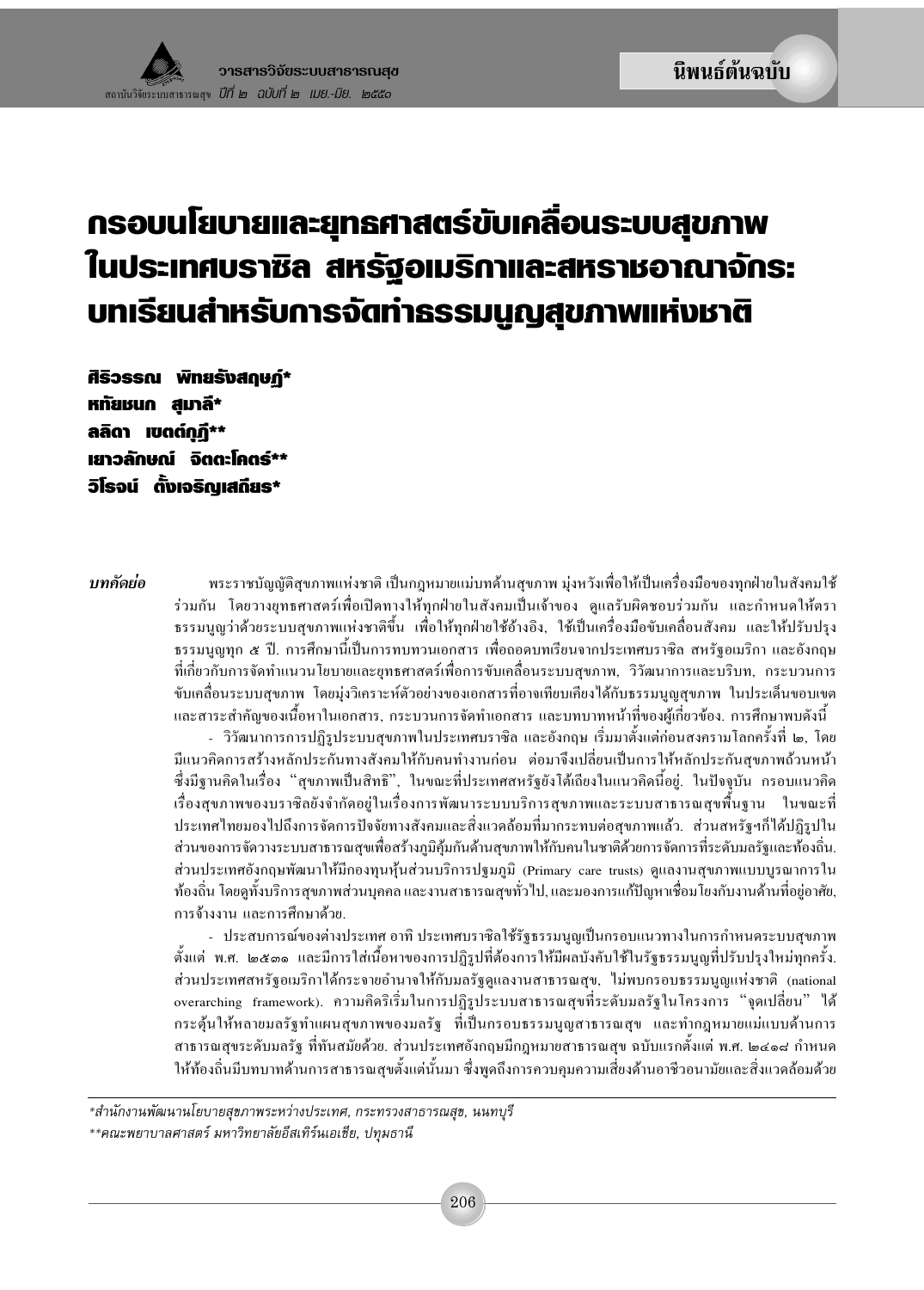นิพนธ์ต้นฉบับ

# กรอบนโยบายและยุทธศาสตร์ขับเคลื่อนระบบสุขภาพในประเทศบราซิล สหรัฐอเมริกาและสหราชอาณาจักร: บทเรียนสำหรับการจัดทำธรรมนูญสุขภาพแห่งชาติ

**ศิริวรรณ พิทยรังสฤษฏ์***
**หทัยชนก สุมาลี***
**ลลิดา เขตต์กฎี****
**เยาวลักษณ์ จิตตะโคตร์****
**วิโรจน์ ตั้งเจริญเสถียร***

***บทคัดย่อ*** พระราชบัญญัติสุขภาพแห่งชาติ เป็นกฎหมายแม่บทด้านสุขภาพ มุ่งหวังเพื่อให้เป็นเครื่องมือของทุกฝ่ายในสังคมใช้ร่วมกัน โดยวางยุทธศาสตร์เพื่อเปิดทางให้ทุกฝ่ายในสังคมเป็นเจ้าของ ดูแลรับผิดชอบร่วมกัน และกำหนดให้ตราธรรมนูญว่าด้วยระบบสุขภาพแห่งชาติขึ้น เพื่อให้ทุกฝ่ายใช้อ้างอิง, ใช้เป็นเครื่องมือขับเคลื่อนสังคม และให้ปรับปรุงธรรมนูญทุก ๕ ปี. การศึกษานี้เป็นการทบทวนเอกสาร เพื่อถอดบทเรียนจากประเทศบราซิล สหรัฐอเมริกา และอังกฤษที่เกี่ยวกับการจัดทำแนวนโยบายและยุทธศาสตร์เพื่อการขับเคลื่อนระบบสุขภาพ, วิวัฒนาการและบริบท, กระบวนการขับเคลื่อนระบบสุขภาพ โดยมุ่งวิเคราะห์ตัวอย่างของเอกสารที่อาจเทียบเคียงได้กับธรรมนูญสุขภาพ ในประเด็นขอบเขตและสาระสำคัญของเนื้อหาในเอกสาร, กระบวนการจัดทำเอกสาร และบทบาทหน้าที่ของผู้เกี่ยวข้อง. การศึกษาพบดังนี้

- วิวัฒนาการการปฏิรูปประบบสุขภาพในประเทศบราซิล และอังกฤษ เริ่มมาตั้งแต่ก่อนสงครามโลกครั้งที่ ๒, โดยมีแนวคิดการสร้างหลักประกันทางสังคมให้กับคนทำงานก่อน ต่อมาจึงเปลี่ยนเป็นการให้หลักประกันสุขภาพถ้วนหน้าซึ่งมีฐานคิดในเรื่อง "สุขภาพเป็นสิทธิ", ในขณะที่ประเทศสหรัฐฯยังโต้เถียงในแนวคิดนี้อยู่. ในปัจจุบัน กรอบแนวคิดเรื่องสุขภาพของบราซิลยังจำกัดอยู่ในเรื่องการพัฒนาระบบบริการสุขภาพและระบบสาธารณสุขพื้นฐาน ในขณะที่ประเทศไทยมองไปถึงการจัดการปัจจัยทางสังคมและสิ่งแวดล้อมที่มากระทบต่อสุขภาพแล้ว. ส่วนสหรัฐฯก็ได้ปฏิรูปในส่วนของการจัดวางระบบสาธารณสุขเพื่อสร้างภูมิคุ้มกันด้านสุขภาพให้กับคนในชาติด้วยการจัดการที่ระดับมลรัฐและท้องถิ่น. ส่วนประเทศอังกฤษพัฒนาให้มีกองทุนหุ้นส่วนบริการปฐมภูมิ (Primary care trusts) ดูแลงานสุขภาพแบบบูรณาการในท้องถิ่น โดยดูทั้งบริการสุขภาพส่วนบุคคล และงานสาธารณสุขทั่วไป, และมองการแก้ปัญหาเชื่อมโยงกับงานด้านที่อยู่อาศัย, การจ้างงาน และการศึกษาด้วย.

- ประสบการณ์ของต่างประเทศ อาทิ ประเทศบราซิลใช้รัฐธรรมนูญเป็นกรอบแนวทางในการกำหนดระบบสุขภาพตั้งแต่ พ.ศ. ๒๕๓๑ และมีการใส่เนื้อหาของการปฏิรูปที่ต้องการให้มีผลบังคับใช้ในรัฐธรรมนูญที่ปรับปรุงใหม่ทุกครั้ง. ส่วนประเทศสหรัฐอเมริกาได้กระจายอำนาจให้กับมลรัฐดูแลงานสาธารณสุข, ไม่พบกรอบธรรมนูญแห่งชาติ (national overarching framework). ความคิดริเริ่มในการปฏิรูประบบสาธารณสุขที่ระดับมลรัฐในโครงการ "จุดเปลี่ยน" ได้กระตุ้นให้หลายมลรัฐทำแผนสุขภาพของมลรัฐ ที่เป็นกรอบธรรมนูญสาธารณสุข และทำกฎหมายแม่แบบด้านการสาธารณสุขระดับมลรัฐ ที่ทันสมัยด้วย. ส่วนประเทศอังกฤษมีกฎหมายสาธารณสุข ฉบับแรกตั้งแต่ พ.ศ. ๒๔๑๘ กำหนดให้ท้องถิ่นมีบทบาทด้านการสาธารณสุขตั้งแต่นั้นมา ซึ่งพูดถึงการควบคุมความเสี่ยงด้านอาชีวอนามัยและสิ่งแวดล้อมด้วย

*สำนักงานพัฒนานโยบายสุขภาพระหว่างประเทศ, กระทรวงสาธารณสุข, นนทบุรี

**คณะพยาบาลศาสตร์ มหาวิทยาลัยอีสเทิร์นเอเชีย, ปทุมธานี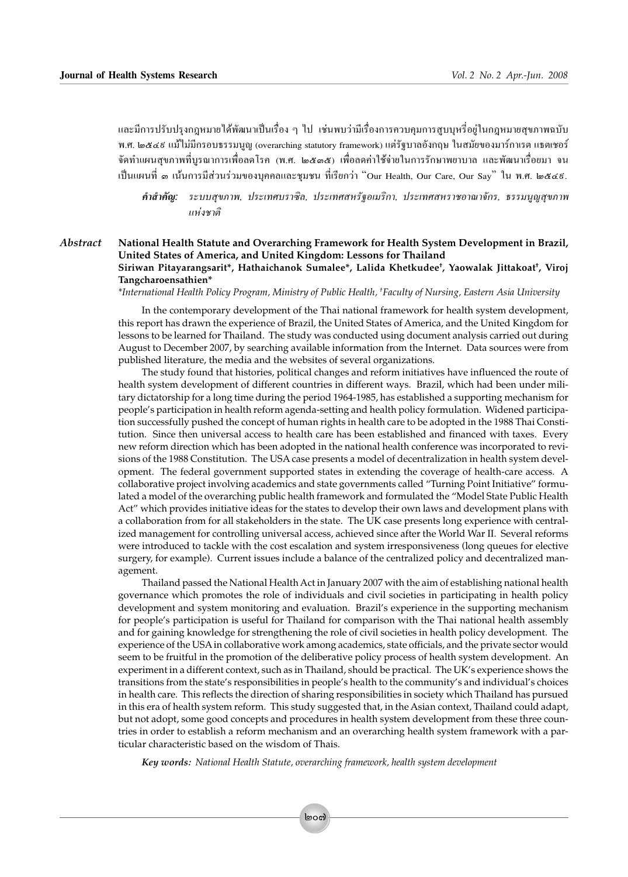และมีการปรับปรุงกฎหมายได้พัฒนาเป็นเรื่อง ๆ ไป เช่นพบว่ามีเรื่องการควบคุมการสูบบุหรี่อยู่ในกฎหมายสุขภาพฉบับ พ.ศ. ๒๕๔๙ แม้ไม่มีกรอบธรรมนูญ (overarching statutory framework) แต่รัฐบาลอังกฤษ ในสมัยของมาร์กาเรต แธตเชอร์ จัดทำแผนสุขภาพที่บูรณาการเพื่อลดโรค (พ.ศ. ๒๕๓๕) เพื่อลดค่าใช้จ่ายในการรักษาพยาบาล และพัฒนาเรื่อยมา จนเป็นแผนที่ ๓ เน้นการมีส่วนร่วมของบุคคลและชุมชน ที่เรียกว่า "Our Health, Our Care, Our Say" ใน พ.ศ. ๒๕๔๙.

***คำสำคัญ:*** *ระบบสุขภาพ, ประเทศบราซิล, ประเทศสหรัฐอเมริกา, ประเทศสหราชอาณาจักร, ธรรมนูญสุขภาพแห่งชาติ*

***Abstract*** **National Health Statute and Overarching Framework for Health System Development in Brazil, United States of America, and United Kingdom: Lessons for Thailand**

**Siriwan Pitayarangsarit\*, Hathaichanok Sumalee\*, Lalida Khetkudee†, Yaowalak Jittakoat†, Viroj Tangcharoensathien\***

*\*International Health Policy Program, Ministry of Public Health, †Faculty of Nursing, Eastern Asia University*

In the contemporary development of the Thai national framework for health system development, this report has drawn the experience of Brazil, the United States of America, and the United Kingdom for lessons to be learned for Thailand. The study was conducted using document analysis carried out during August to December 2007, by searching available information from the Internet. Data sources were from published literature, the media and the websites of several organizations.

The study found that histories, political changes and reform initiatives have influenced the route of health system development of different countries in different ways. Brazil, which had been under military dictatorship for a long time during the period 1964-1985, has established a supporting mechanism for people's participation in health reform agenda-setting and health policy formulation. Widened participation successfully pushed the concept of human rights in health care to be adopted in the 1988 Thai Constitution. Since then universal access to health care has been established and financed with taxes. Every new reform direction which has been adopted in the national health conference was incorporated to revisions of the 1988 Constitution. The USA case presents a model of decentralization in health system development. The federal government supported states in extending the coverage of health-care access. A collaborative project involving academics and state governments called "Turning Point Initiative" formulated a model of the overarching public health framework and formulated the "Model State Public Health Act" which provides initiative ideas for the states to develop their own laws and development plans with a collaboration from for all stakeholders in the state. The UK case presents long experience with centralized management for controlling universal access, achieved since after the World War II. Several reforms were introduced to tackle with the cost escalation and system irresponsiveness (long queues for elective surgery, for example). Current issues include a balance of the centralized policy and decentralized management.

Thailand passed the National Health Act in January 2007 with the aim of establishing national health governance which promotes the role of individuals and civil societies in participating in health policy development and system monitoring and evaluation. Brazil's experience in the supporting mechanism for people's participation is useful for Thailand for comparison with the Thai national health assembly and for gaining knowledge for strengthening the role of civil societies in health policy development. The experience of the USA in collaborative work among academics, state officials, and the private sector would seem to be fruitful in the promotion of the deliberative policy process of health system development. An experiment in a different context, such as in Thailand, should be practical. The UK's experience shows the transitions from the state's responsibilities in people's health to the community's and individual's choices in health care. This reflects the direction of sharing responsibilities in society which Thailand has pursued in this era of health system reform. This study suggested that, in the Asian context, Thailand could adapt, but not adopt, some good concepts and procedures in health system development from these three countries in order to establish a reform mechanism and an overarching health system framework with a particular characteristic based on the wisdom of Thais.

***Key words:*** *National Health Statute, overarching framework, health system development*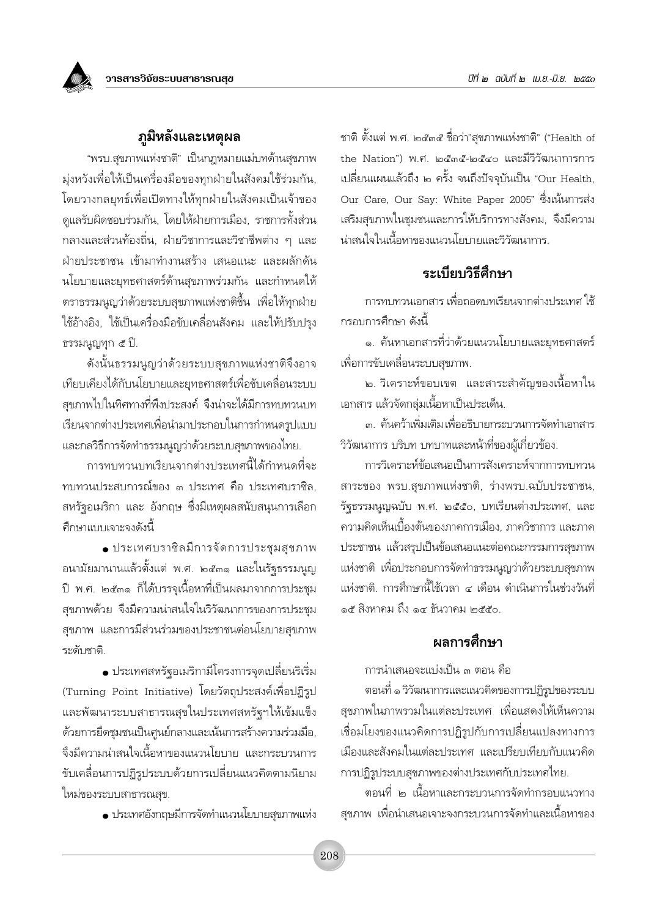## ภูมิหลังและเหตุผล

"พรบ.สุขภาพแห่งชาติ" เป็นกฎหมายแม่บทด้านสุขภาพ มุ่งหวังเพื่อให้เป็นเครื่องมือของทุกฝ่ายในสังคมใช้ร่วมกัน, โดยวางกลยุทธ์เพื่อเปิดทางให้ทุกฝ่ายในสังคมเป็นเจ้าของ ดูแลรับผิดชอบร่วมกัน, โดยให้ฝ่ายการเมือง, ราชการทั้งส่วนกลางและส่วนท้องถิ่น, ฝ่ายวิชาการและวิชาชีพต่าง ๆ และฝ่ายประชาชน เข้ามาทำงานสร้าง เสนอแนะ และผลักดันนโยบายและยุทธศาสตร์ด้านสุขภาพร่วมกัน และกำหนดให้ตราธรรมนูญว่าด้วยระบบสุขภาพแห่งชาติขึ้น เพื่อให้ทุกฝ่ายใช้อ้างอิง, ใช้เป็นเครื่องมือขับเคลื่อนสังคม และให้ปรับปรุงธรรมนูญทุก ๕ ปี.

ดังนั้นธรรมนูญว่าด้วยระบบสุขภาพแห่งชาติจึงอาจเทียบเคียงได้กับนโยบายและยุทธศาสตร์เพื่อขับเคลื่อนระบบสุขภาพไปในทิศทางที่พึงประสงค์ จึงน่าจะได้มีการทบทวนบทเรียนจากต่างประเทศเพื่อนำมาประกอบในการกำหนดรูปแบบและกลวิธีการจัดทำธรรมนูญว่าด้วยระบบสุขภาพของไทย.

การทบทวนบทเรียนจากต่างประเทศนี้ได้กำหนดที่จะทบทวนประสบการณ์ของ ๓ ประเทศ คือ ประเทศบราซิล, สหรัฐอเมริกา และ อังกฤษ ซึ่งมีเหตุผลสนับสนุนการเลือกศึกษาแบบเจาะจงดังนี้

- ประเทศบราซิลมีการจัดการประชุมสุขภาพอนามัยมานานแล้วตั้งแต่ พ.ศ. ๒๕๓๑ และในรัฐธรรมนูญ ปี พ.ศ. ๒๕๓๑ ก็ได้บรรจุเนื้อหาที่เป็นผลมาจากการประชุมสุขภาพด้วย จึงมีความน่าสนใจในวิวัฒนาการของการประชุมสุขภาพ และการมีส่วนร่วมของประชาชนต่อนโยบายสุขภาพระดับชาติ.
- ประเทศสหรัฐอเมริกามีโครงการจุดเปลี่ยนริเริ่ม (Turning Point Initiative) โดยวัตถุประสงค์เพื่อปฏิรูปและพัฒนาระบบสาธารณสุขในประเทศสหรัฐฯให้เข้มแข็งด้วยการยึดชุมชนเป็นศูนย์กลางและเน้นการสร้างความร่วมมือ, จึงมีความน่าสนใจเนื้อหาของแนวนโยบาย และกระบวนการขับเคลื่อนการปฏิรูประบบด้วยการเปลี่ยนแนวคิดตามนิยามใหม่ของระบบสาธารณสุข.
- ประเทศอังกฤษมีการจัดทำแนวนโยบายสุขภาพแห่งชาติ ตั้งแต่ พ.ศ. ๒๕๓๕ ชื่อว่า"สุขภาพแห่งชาติ" ("Health of the Nation") พ.ศ. ๒๕๓๕-๒๕๔๐ และมีวิวัฒนาการการเปลี่ยนแผนแล้วถึง ๒ ครั้ง จนถึงปัจจุบันเป็น "Our Health, Our Care, Our Say: White Paper 2005" ซึ่งเน้นการส่งเสริมสุขภาพในชุมชนและการให้บริการทางสังคม, จึงมีความน่าสนใจในเนื้อหาของแนวนโยบายและวิวัฒนาการ.

## ระเบียบวิธีศึกษา

การทบทวนเอกสาร เพื่อถอดบทเรียนจากต่างประเทศ ใช้กรอบการศึกษา ดังนี้

๑. ค้นหาเอกสารที่ว่าด้วยแนวนโยบายและยุทธศาสตร์เพื่อการขับเคลื่อนระบบสุขภาพ.

๒. วิเคราะห์ขอบเขต และสาระสำคัญของเนื้อหาในเอกสาร แล้วจัดกลุ่มเนื้อหาเป็นประเด็น.

๓. ค้นคว้าเพิ่มเติม เพื่ออธิบายกระบวนการจัดทำเอกสาร วิวัฒนาการ บริบท บทบาทและหน้าที่ของผู้เกี่ยวข้อง.

การวิเคราะห์ข้อเสนอเป็นการสังเคราะห์จากการทบทวนสาระของ พรบ.สุขภาพแห่งชาติ, ร่างพรบ.ฉบับประชาชน, รัฐธรรมนูญฉบับ พ.ศ. ๒๕๕๐, บทเรียนต่างประเทศ, และความคิดเห็นเบื้องต้นของภาคการเมือง, ภาควิชาการ และภาคประชาชน แล้วสรุปเป็นข้อเสนอแนะต่อคณะกรรมการสุขภาพแห่งชาติ เพื่อประกอบการจัดทำธรรมนูญว่าด้วยระบบสุขภาพแห่งชาติ. การศึกษานี้ใช้เวลา ๔ เดือน ดำเนินการในช่วงวันที่ ๑๕ สิงหาคม ถึง ๑๔ ธันวาคม ๒๕๕๐.

## ผลการศึกษา

การนำเสนอจะแบ่งเป็น ๓ ตอน คือ

ตอนที่ ๑ วิวัฒนาการและแนวคิดของการปฏิรูปของระบบสุขภาพในภาพรวมในแต่ละประเทศ เพื่อแสดงให้เห็นความเชื่อมโยงของแนวคิดการปฏิรูปกับการเปลี่ยนแปลงทางการเมืองและสังคมในแต่ละประเทศ และเปรียบเทียบกับแนวคิดการปฏิรูประบบสุขภาพของต่างประเทศกับประเทศไทย.

ตอนที่ ๒ เนื้อหาและกระบวนการจัดทำกรอบแนวทางสุขภาพ เพื่อนำเสนอเจาะจงกระบวนการจัดทำและเนื้อหาของ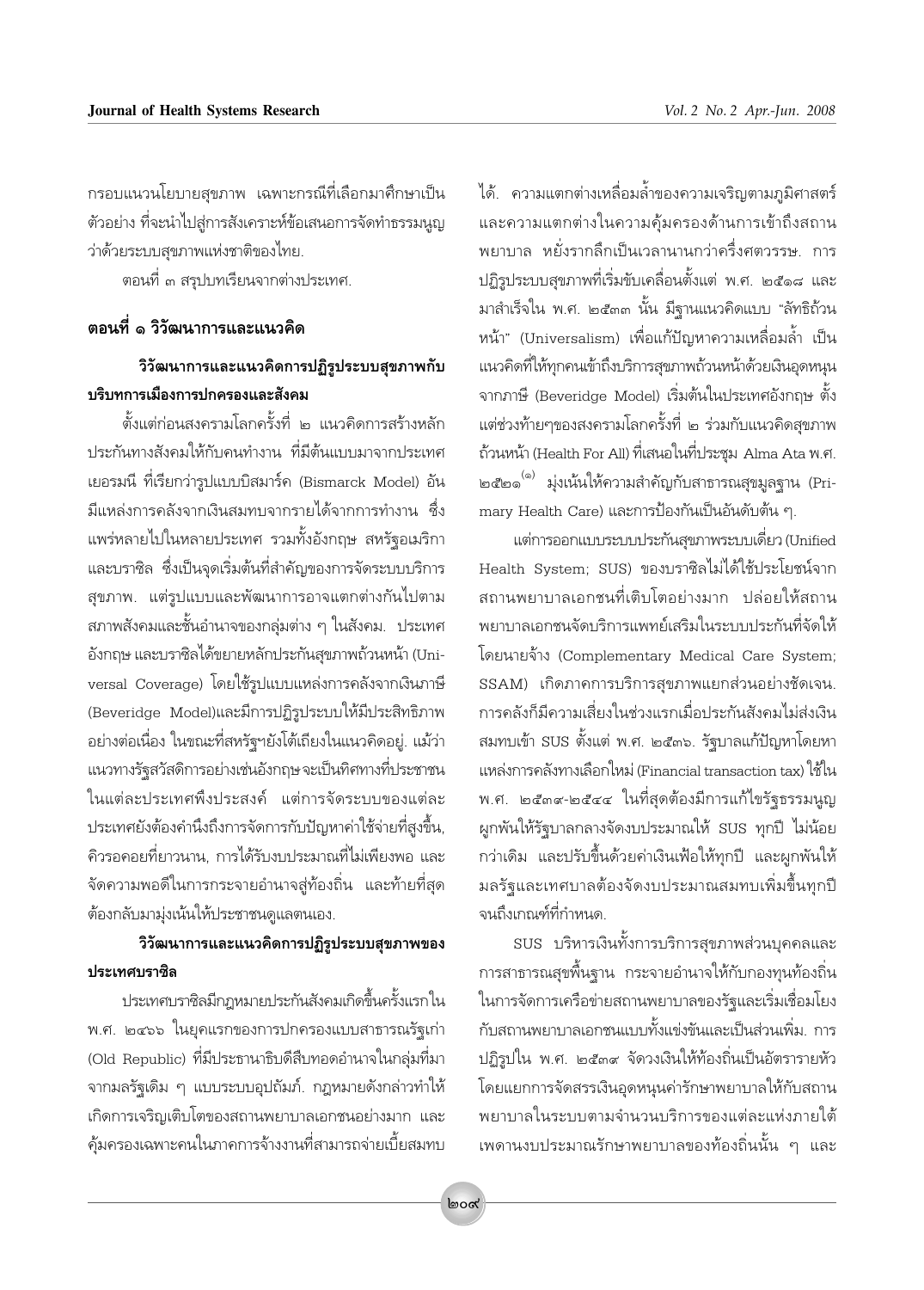กรอบแนวนโยบายสุขภาพ เฉพาะกรณีที่เลือกมาศึกษาเป็นตัวอย่าง ที่จะนำไปสู่การสังเคราะห์ข้อเสนอการจัดทำธรรมนูญว่าด้วยระบบสุขภาพแห่งชาติของไทย.

ตอนที่ ๓ สรุปบทเรียนจากต่างประเทศ.

## ตอนที่ ๑ วิวัฒนาการและแนวคิด

### วิวัฒนาการและแนวคิดการปฏิรูประบบสุขภาพกับบริบทการเมืองการปกครองและสังคม

ตั้งแต่ก่อนสงครามโลกครั้งที่ ๒ แนวคิดการสร้างหลักประกันทางสังคมให้กับคนทำงาน ที่มีต้นแบบมาจากประเทศเยอรมนี ที่เรียกว่ารูปแบบบิสมาร์ค (Bismarck Model) อันมีแหล่งการคลังจากเงินสมทบจากรายได้จากการทำงาน ซึ่งแพร่หลายไปในหลายประเทศ รวมทั้งอังกฤษ สหรัฐอเมริกา และบราซิล ซึ่งเป็นจุดเริ่มต้นที่สำคัญของการจัดระบบบริการสุขภาพ. แต่รูปแบบและพัฒนาการอาจแตกต่างกันไปตามสภาพสังคมและชั้นอำนาจของกลุ่มต่าง ๆ ในสังคม. ประเทศอังกฤษ และบราซิลได้ขยายหลักประกันสุขภาพถ้วนหน้า (Universal Coverage) โดยใช้รูปแบบแหล่งการคลังจากเงินภาษี (Beveridge Model)และมีการปฏิรูประบบให้มีประสิทธิภาพอย่างต่อเนื่อง ในขณะที่สหรัฐฯยังโต้เถียงในแนวคิดอยู่. แม้ว่าแนวทางรัฐสวัสดิการอย่างเช่นอังกฤษจะเป็นทิศทางที่ประชาชนในแต่ละประเทศพึงประสงค์ แต่การจัดระบบของแต่ละประเทศยังต้องคำนึงถึงการจัดการกับปัญหาค่าใช้จ่ายที่สูงขึ้น, คิวรอคอยที่ยาวนาน, การได้รับงบประมาณที่ไม่เพียงพอ และจัดความพอดีในการกระจายอำนาจสู่ท้องถิ่น และท้ายที่สุดต้องกลับมามุ่งเน้นให้ประชาชนดูแลตนเอง.

### วิวัฒนาการและแนวคิดการปฏิรูประบบสุขภาพของประเทศบราซิล

ประเทศบราซิลมีกฎหมายประกันสังคมเกิดขึ้นครั้งแรกในพ.ศ. ๒๔๖๖ ในยุคแรกของการปกครองแบบสาธารณรัฐเก่า (Old Republic) ที่มีประธานาธิบดีสืบทอดอำนาจในกลุ่มที่มาจากมลรัฐเดิม ๆ แบบระบบอุปถัมภ์. กฎหมายดังกล่าวทำให้เกิดการเจริญเติบโตของสถานพยาบาลเอกชนอย่างมาก และคุ้มครองเฉพาะคนในภาคการจ้างงานที่สามารถจ่ายเบี้ยสมทบได้. ความแตกต่างเหลื่อมล้ำของความเจริญตามภูมิศาสตร์ และความแตกต่างในความคุ้มครองด้านการเข้าถึงสถานพยาบาล หยั่งรากลึกเป็นเวลานานกว่าครึ่งศตวรรษ. การปฏิรูประบบสุขภาพที่เริ่มขับเคลื่อนตั้งแต่ พ.ศ. ๒๕๑๘ และมาสำเร็จใน พ.ศ. ๒๕๓๓ นั้น มีฐานแนวคิดแบบ "ลัทธิถ้วนหน้า" (Universalism) เพื่อแก้ปัญหาความเหลื่อมล้ำ เป็นแนวคิดที่ให้ทุกคนเข้าถึงบริการสุขภาพถ้วนหน้าด้วยเงินอุดหนุนจากภาษี (Beveridge Model) เริ่มต้นในประเทศอังกฤษ ตั้งแต่ช่วงท้ายๆของสงครามโลกครั้งที่ ๒ ร่วมกับแนวคิดสุขภาพถ้วนหน้า (Health For All) ที่เสนอในที่ประชุม Alma Ata พ.ศ. ๒๕๒๑[๑] มุ่งเน้นให้ความสำคัญกับสาธารณสุขมูลฐาน (Primary Health Care) และการป้องกันเป็นอันดับต้น ๆ.

แต่การออกแบบระบบประกันสุขภาพระบบเดี่ยว (Unified Health System; SUS) ของบราซิลไม่ได้ใช้ประโยชน์จากสถานพยาบาลเอกชนที่เติบโตอย่างมาก ปล่อยให้สถานพยาบาลเอกชนจัดบริการแพทย์เสริมในระบบประกันที่จัดให้โดยนายจ้าง (Complementary Medical Care System; SSAM) เกิดภาคการบริการสุขภาพแยกส่วนอย่างชัดเจน. การคลังก็มีความเสี่ยงในช่วงแรกเมื่อประกันสังคมไม่ส่งเงินสมทบเข้า SUS ตั้งแต่ พ.ศ. ๒๕๓๖. รัฐบาลแก้ปัญหาโดยหาแหล่งการคลังทางเลือกใหม่ (Financial transaction tax) ใช้ใน พ.ศ. ๒๕๓๙-๒๕๔๔ ในที่สุดต้องมีการแก้ไขรัฐธรรมนูญผูกพันให้รัฐบาลกลางจัดงบประมาณให้ SUS ทุกปี ไม่น้อยกว่าเดิม และปรับขึ้นด้วยค่าเงินเฟ้อให้ทุกปี และผูกพันให้มลรัฐและเทศบาลต้องจัดงบประมาณสมทบเพิ่มขึ้นทุกปีจนถึงเกณฑ์ที่กำหนด.

SUS บริหารเงินทั้งการบริการสุขภาพส่วนบุคคลและการสาธารณสุขพื้นฐาน กระจายอำนาจให้กับกองทุนท้องถิ่นในการจัดการเครือข่ายสถานพยาบาลของรัฐและเริ่มเชื่อมโยงกับสถานพยาบาลเอกชนแบบทั้งแข่งขันและเป็นส่วนเพิ่ม. การปฏิรูปใน พ.ศ. ๒๕๓๙ จัดวงเงินให้ท้องถิ่นเป็นอัตรารายหัว โดยแยกการจัดสรรเงินอุดหนุนค่ารักษาพยาบาลให้กับสถานพยาบาลในระบบตามจำนวนบริการของแต่ละแห่งภายใต้เพดานงบประมาณรักษาพยาบาลของท้องถิ่นนั้น ๆ และ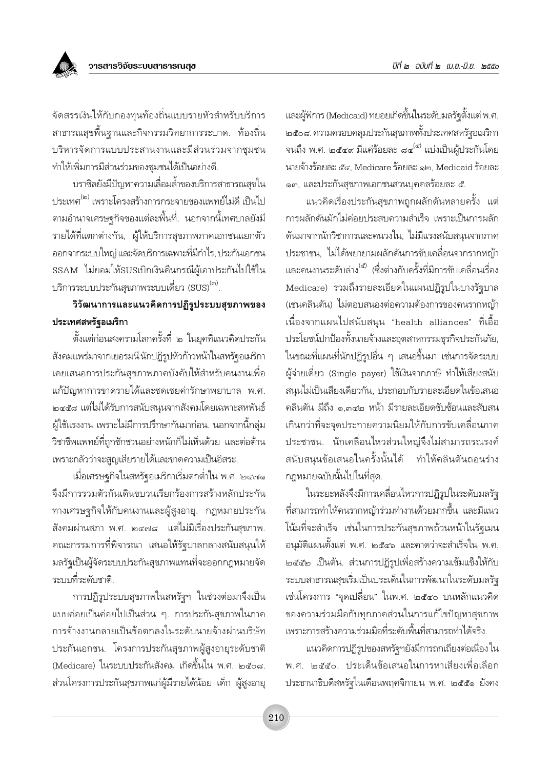จัดสรรเงินให้กับกองทุนท้องถิ่นแบบรายหัวสำหรับบริการสาธารณสุขพื้นฐานและกิจกรรมวิทยาการระบาด. ท้องถิ่นบริหารจัดการแบบประสานงานและมีส่วนร่วมจากชุมชน ทำให้เพิ่มการมีส่วนร่วมของชุมชนได้เป็นอย่างดี.

บราซิลยังมีปัญหาความเลื่อมล้ำของบริการสาธารณสุขในประเทศ[๒] เพราะโครงสร้างการกระจายของแพทย์ไม่ดี เป็นไปตามอำนาจเศรษฐกิจของแต่ละพื้นที่. นอกจากนี้เทศบาลยังมีรายได้ที่แตกต่างกัน, ผู้ให้บริการสุขภาพภาคเอกชนแยกตัวออกจากระบบใหญ่ และจัดบริการเฉพาะที่มีกำไร, ประกันเอกชน SSAM ไม่ยอมให้SUSเบิกเงินคืนกรณีผู้เอาประกันไปใช้ในบริการระบบประกันสุขภาพระบบเดี่ยว (SUS)[๓].

**วิวัฒนาการและแนวคิดการปฏิรูประบบสุขภาพของประเทศสหรัฐอเมริกา**

ตั้งแต่ก่อนสงครามโลกครั้งที่ ๒ ในยุคที่แนวคิดประกันสังคมแพร่มาจากเยอรมนีนักปฏิรูปหัวก้าวหน้าในสหรัฐอเมริกาเคยเสนอการประกันสุขภาพภาคบังคับให้สำหรับคนงานเพื่อแก้ปัญหาการขาดรายได้และชดเชยค่ารักษาพยาบาล พ.ศ. ๒๔๕๘ แต่ไม่ได้รับการสนับสนุนจากสังคมโดยเฉพาะสหพันธ์ผู้ใช้แรงงาน เพราะไม่มีการปรึกษากันมาก่อน. นอกจากนี้กลุ่มวิชาชีพแพทย์ที่ถูกชักชวนอย่างหนักก็ไม่เห็นด้วย และต่อต้านเพราะกลัวว่าจะสูญเสียรายได้และขาดความเป็นอิสระ.

เมื่อเศรษฐกิจในสหรัฐอเมริกาเริ่มตกต่ำใน พ.ศ. ๒๔๗๑ จึงมีการรวมตัวกันเดินขบวนเรียกร้องการสร้างหลักประกันทางเศรษฐกิจให้กับคนงานและผู้สูงอายุ. กฎหมายประกันสังคมผ่านสภา พ.ศ. ๒๔๗๘ แต่ไม่มีเรื่องประกันสุขภาพ. คณะกรรมการที่พิจารณา เสนอให้รัฐบาลกลางสนับสนุนให้มลรัฐเป็นผู้จัดระบบประกันสุขภาพแทนที่จะออกกฎหมายจัดระบบที่ระดับชาติ.

การปฏิรูประบบสุขภาพในสหรัฐฯ ในช่วงต่อมาจึงเป็นแบบค่อยเป็นค่อยไปเป็นส่วน ๆ. การประกันสุขภาพในภาคการจ้างงานกลายเป็นข้อตกลงในระดับนายจ้างผ่านบริษัทประกันเอกชน. โครงการประกันสุขภาพผู้สูงอายุระดับชาติ (Medicare) ในระบบประกันสังคม เกิดขึ้นใน พ.ศ. ๒๕๐๘. ส่วนโครงการประกันสุขภาพแก่ผู้มีรายได้น้อย เด็ก ผู้สูงอายุและผู้พิการ (Medicaid) ทยอยเกิดขึ้นในระดับมลรัฐตั้งแต่ พ.ศ. ๒๕๐๘. ความครอบคลุมประกันสุขภาพทั้งประเทศสหรัฐอเมริกาจนถึง พ.ศ. ๒๕๔๙ มีแค่ร้อยละ ๘๔[๔] แบ่งเป็นผู้ประกันโดยนายจ้างร้อยละ ๕๔, Medicare ร้อยละ ๑๒, Medicaid ร้อยละ ๑๓, และประกันสุขภาพเอกชนส่วนบุคคลร้อยละ ๕.

แนวคิดเรื่องประกันสุขภาพถูกผลักดันหลายครั้ง แต่การผลักดันมักไม่ค่อยประสบความสำเร็จ เพราะเป็นการผลักดันมาจากนักวิชาการและคนวงใน, ไม่มีแรงสนับสนุนจากภาคประชาชน, ไม่ได้พยายามผลักดันการขับเคลื่อนจากรากหญ้าและคนงานระดับล่าง[๕] (ซึ่งต่างกับครั้งที่มีการขับเคลื่อนเรื่อง Medicare) รวมถึงรายละเอียดในแผนปฏิรูปในบางรัฐบาล (เช่นคลินตัน) ไม่ตอบสนองต่อความต้องการของคนรากหญ้า เนื่องจากแผนไปสนับสนุน "health alliances" ที่เอื้อประโยชน์ปกป้องทั้งนายจ้างและอุตสาหกรรมธุรกิจประกันภัย, ในขณะที่แผนที่นักปฏิรูปอื่น ๆ เสนอขึ้นมา เช่นการจัดระบบผู้จ่ายเดี่ยว (Single payer) ใช้เงินจากภาษี ทำให้เสียงสนับสนุนไม่เป็นเสียงเดียวกัน, ประกอบกับรายละเอียดในข้อเสนอคลินตัน มีถึง ๑,๓๔๒ หน้า มีรายละเอียดซับซ้อนและสับสนเกินกว่าที่จะจุดประกายความนิยมให้กับการขับเคลื่อนภาคประชาชน. นักเคลื่อนไหวส่วนใหญ่จึงไม่สามารถรณรงค์สนับสนุนข้อเสนอในครั้งนั้นได้ ทำให้คลินตันถอนร่างกฎหมายฉบับนั้นไปในที่สุด.

ในระยะหลังจึงมีการเคลื่อนไหวการปฏิรูปในระดับมลรัฐที่สามารถทำให้คนรากหญ้าร่วมทำงานด้วยมากขึ้น และมีแนวโน้มที่จะสำเร็จ เช่นในการประกันสุขภาพถ้วนหน้าในรัฐเมนอนุมัติแผนตั้งแต่ พ.ศ. ๒๕๔๖ และคาดว่าจะสำเร็จใน พ.ศ. ๒๕๕๒ เป็นต้น. ส่วนการปฏิรูปเพื่อสร้างความเข้มแข็งให้กับระบบสาธารณสุขเริ่มเป็นประเด็นในการพัฒนาในระดับมลรัฐ เช่นโครงการ "จุดเปลี่ยน" ในพ.ศ. ๒๕๔๐ บนหลักแนวคิดของความร่วมมือกับทุกภาคส่วนในการแก้ไขปัญหาสุขภาพ เพราะการสร้างความร่วมมือที่ระดับพื้นที่สามารถทำได้จริง.

แนวคิดการปฏิรูปของสหรัฐฯยังมีการถกเถียงต่อเนื่องใน พ.ศ. ๒๕๕๐. ประเด็นข้อเสนอในการหาเสียงเพื่อเลือกประธานาธิบดีสหรัฐในเดือนพฤศจิกายน พ.ศ. ๒๕๕๑ ยังคง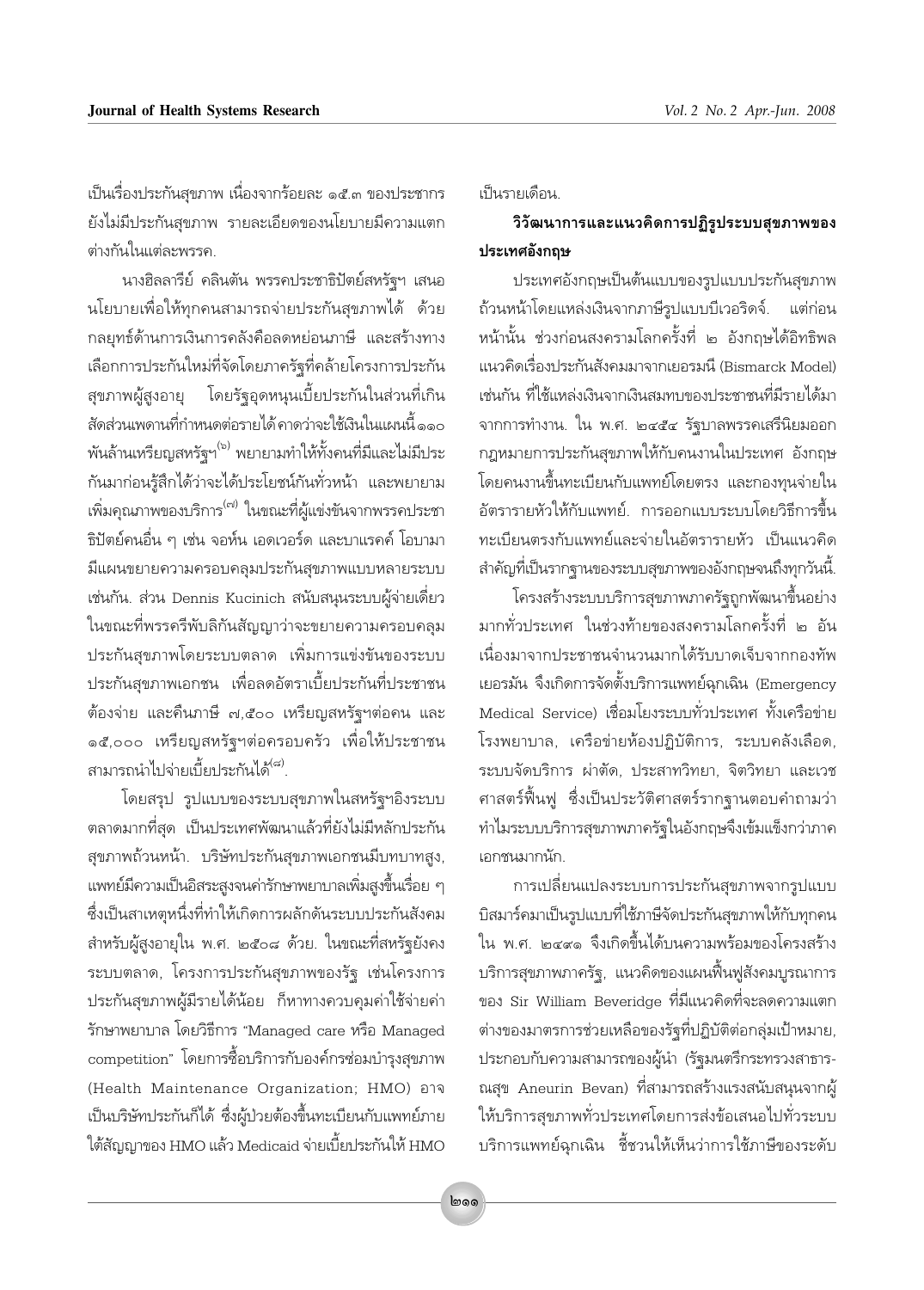เป็นเรื่องประกันสุขภาพ เนื่องจากร้อยละ ๑๕.๓ ของประชากรยังไม่มีประกันสุขภาพ รายละเอียดของนโยบายมีความแตกต่างกันในแต่ละพรรค.

นางฮิลลารีย์ คลินตัน พรรคประชาธิปัตย์สหรัฐฯ เสนอนโยบายเพื่อให้ทุกคนสามารถจ่ายประกันสุขภาพได้ ด้วยกลยุทธ์ด้านการเงินการคลังคือลดหย่อนภาษี และสร้างทางเลือกการประกันใหม่ที่จัดโดยภาครัฐที่คล้ายโครงการประกันสุขภาพผู้สูงอายุ โดยรัฐอุดหนุนเบี้ยประกันในส่วนที่เกินสัดส่วนเพดานที่กำหนดต่อรายได้ คาดว่าจะใช้เงินในแผนนี้ ๑๑๐ พันล้านเหรียญสหรัฐฯ[๖] พยายามทำให้ทั้งคนที่มีและไม่มีประกันมาก่อนรู้สึกได้ว่าจะได้ประโยชน์กันทั่วหน้า และพยายามเพิ่มคุณภาพของบริการ[๗] ในขณะที่ผู้แข่งขันจากพรรคประชาธิปัตย์คนอื่น ๆ เช่น จอห์น เอดเวอร์ด และบาแรคค์ โอบามา มีแผนขยายความครอบคลุมประกันสุขภาพแบบหลายระบบเช่นกัน. ส่วน Dennis Kucinich สนับสนุนระบบผู้จ่ายเดี่ยว ในขณะที่พรรครีพับลิกันสัญญาว่าจะขยายความครอบคลุมประกันสุขภาพโดยระบบตลาด เพิ่มการแข่งขันของระบบประกันสุขภาพเอกชน เพื่อลดอัตราเบี้ยประกันที่ประชาชนต้องจ่าย และคืนภาษี ๗,๕๐๐ เหรียญสหรัฐฯต่อคน และ ๑๕,๐๐๐ เหรียญสหรัฐฯต่อครอบครัว เพื่อให้ประชาชนสามารถนำไปจ่ายเบี้ยประกันได้[๘].

โดยสรุป รูปแบบของระบบสุขภาพในสหรัฐฯอิงระบบตลาดมากที่สุด เป็นประเทศพัฒนาแล้วที่ยังไม่มีหลักประกันสุขภาพถ้วนหน้า. บริษัทประกันสุขภาพเอกชนมีบทบาทสูง, แพทย์มีความเป็นอิสระสูงจนค่ารักษาพยาบาลเพิ่มสูงขึ้นเรื่อย ๆ ซึ่งเป็นสาเหตุหนึ่งที่ทำให้เกิดการผลักดันระบบประกันสังคมสำหรับผู้สูงอายุใน พ.ศ. ๒๕๐๘ ด้วย. ในขณะที่สหรัฐยังคงระบบตลาด, โครงการประกันสุขภาพของรัฐ เช่นโครงการประกันสุขภาพผู้มีรายได้น้อย ก็หาทางควบคุมค่าใช้จ่ายค่ารักษาพยาบาล โดยวิธีการ "Managed care หรือ Managed competition" โดยการซื้อบริการกับองค์กรซ่อมบำรุงสุขภาพ (Health Maintenance Organization; HMO) อาจเป็นบริษัทประกันก็ได้ ซึ่งผู้ป่วยต้องขึ้นทะเบียนกับแพทย์ภายใต้สัญญาของ HMO แล้ว Medicaid จ่ายเบี้ยประกันให้ HMO เป็นรายเดือน.

### วิวัฒนาการและแนวคิดการปฏิรูประบบสุขภาพของประเทศอังกฤษ

ประเทศอังกฤษเป็นต้นแบบของรูปแบบประกันสุขภาพถ้วนหน้าโดยแหล่งเงินจากภาษีรูปแบบบีเวอริดจ์. แต่ก่อนหน้านั้น ช่วงก่อนสงครามโลกครั้งที่ ๒ อังกฤษได้อิทธิพลแนวคิดเรื่องประกันสังคมมาจากเยอรมนี (Bismarck Model) เช่นกัน ที่ใช้แหล่งเงินจากเงินสมทบของประชาชนที่มีรายได้มาจากการทำงาน. ใน พ.ศ. ๒๔๕๔ รัฐบาลพรรคเสรีนิยมออกกฎหมายการประกันสุขภาพให้กับคนงานในประเทศ อังกฤษ โดยคนงานขึ้นทะเบียนกับแพทย์โดยตรง และกองทุนจ่ายในอัตรารายหัวให้กับแพทย์. การออกแบบระบบโดยวิธีการขึ้นทะเบียนตรงกับแพทย์และจ่ายในอัตรารายหัว เป็นแนวคิดสำคัญที่เป็นรากฐานของระบบสุขภาพของอังกฤษจนถึงทุกวันนี้.

โครงสร้างระบบบริการสุขภาพภาครัฐถูกพัฒนาขึ้นอย่างมากทั่วประเทศ ในช่วงท้ายของสงครามโลกครั้งที่ ๒ อันเนื่องมาจากประชาชนจำนวนมากได้รับบาดเจ็บจากกองทัพเยอรมัน จึงเกิดการจัดตั้งบริการแพทย์ฉุกเฉิน (Emergency Medical Service) เชื่อมโยงระบบทั่วประเทศ ทั้งเครือข่ายโรงพยาบาล, เครือข่ายห้องปฏิบัติการ, ระบบคลังเลือด, ระบบจัดบริการ ผ่าตัด, ประสาทวิทยา, จิตวิทยา และเวชศาสตร์ฟื้นฟู ซึ่งเป็นประวัติศาสตร์รากฐานตอบคำถามว่าทำไมระบบบริการสุขภาพภาครัฐในอังกฤษจึงเข้มแข็งกว่าภาคเอกชนมากนัก.

การเปลี่ยนแปลงระบบการประกันสุขภาพจากรูปแบบบิสมาร์คมาเป็นรูปแบบที่ใช้ภาษีจัดประกันสุขภาพให้กับทุกคน ใน พ.ศ. ๒๔๙๑ จึงเกิดขึ้นได้บนความพร้อมของโครงสร้างบริการสุขภาพภาครัฐ, แนวคิดของแผนฟื้นฟูสังคมบูรณาการของ Sir William Beveridge ที่มีแนวคิดที่จะลดความแตกต่างของมาตรการช่วยเหลือของรัฐที่ปฏิบัติต่อกลุ่มเป้าหมาย, ประกอบกับความสามารถของผู้นำ (รัฐมนตรีกระทรวงสาธารณสุข Aneurin Bevan) ที่สามารถสร้างแรงสนับสนุนจากผู้ให้บริการสุขภาพทั่วประเทศโดยการส่งข้อเสนอไปทั่วระบบบริการแพทย์ฉุกเฉิน ชี้ชวนให้เห็นว่าการใช้ภาษีของระดับ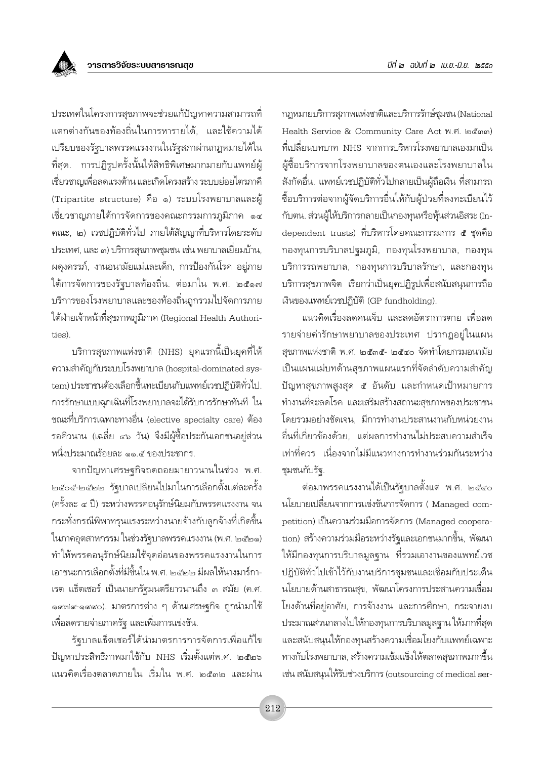ประเทศในโครงการสุขภาพจะช่วยแก้ปัญหาความสามารถที่แตกต่างกันของท้องถิ่นในการหารายได้, และใช้ความได้เปรียบของรัฐบาลพรรคแรงงานในรัฐสภาผ่านกฎหมายได้ในที่สุด. การปฏิรูปครั้งนั้นให้สิทธิพิเศษมากมายกับแพทย์ผู้เชี่ยวชาญเพื่อลดแรงต้าน และเกิดโครงสร้าง ระบบย่อยไตรภาคี (Tripartite structure) คือ ๑) ระบบโรงพยาบาลและผู้เชี่ยวชาญภายใต้การจัดการของคณะกรรมการภูมิภาค ๑๔ คณะ, ๒) เวชปฏิบัติทั่วไป ภายใต้สัญญาที่บริหารโดยระดับประเทศ, และ ๓) บริการสุขภาพชุมชน เช่น พยาบาลเยี่ยมบ้าน, ผดุงครรภ์, งานอนามัยแม่และเด็ก, การป้องกันโรค อยู่ภายใต้การจัดการของรัฐบาลท้องถิ่น. ต่อมาใน พ.ศ. ๒๕๑๗ บริการของโรงพยาบาลและของท้องถิ่นถูกรวมไปจัดการภายใต้ฝ่ายเจ้าหน้าที่สุขภาพภูมิภาค (Regional Health Authorities).

บริการสุขภาพแห่งชาติ (NHS) ยุคแรกนี้เป็นยุคที่ให้ความสำคัญกับระบบโรงพยาบาล (hospital-dominated system) ประชาชนต้องเลือกขึ้นทะเบียนกับแพทย์เวชปฏิบัติทั่วไป. การรักษาแบบฉุกเฉินที่โรงพยาบาลจะได้รับการรักษาทันที ในขณะที่บริการเฉพาะทางอื่น (elective specialty care) ต้องรอคิวนาน (เฉลี่ย ๔๖ วัน) จึงมีผู้ซื้อประกันเอกชนอยู่ส่วนหนึ่งประมาณร้อยละ ๑๑.๕ ของประชากร.

จากปัญหาเศรษฐกิจถดถอยมายาวนานในช่วง พ.ศ. ๒๕๐๕-๒๕๒๒ รัฐบาลเปลี่ยนไปมาในการเลือกตั้งแต่ละครั้ง (ครั้งละ ๔ ปี) ระหว่างพรรคอนุรักษ์นิยมกับพรรคแรงงาน จนกระทั่งกรณีพิพาทรุนแรงระหว่างนายจ้างกับลูกจ้างที่เกิดขึ้นในภาคอุตสาหกรรม ในช่วงรัฐบาลพรรคแรงงาน (พ.ศ. ๒๕๒๑) ทำให้พรรคอนุรักษ์นิยมใช้จุดอ่อนของพรรคแรงงานในการเอาชนะการเลือกตั้งที่มีขึ้นใน พ.ศ. ๒๕๒๒ มีผลให้นางมาร์กาเรต แธ็ตเชอร์ เป็นนายกรัฐมนตรียาวนานถึง ๓ สมัย (ค.ศ. ๑๙๗๙-๑๙๙๐). มาตรการต่าง ๆ ด้านเศรษฐกิจ ถูกนำมาใช้เพื่อลดรายจ่ายภาครัฐ และเพิ่มการแข่งขัน.

รัฐบาลแธ็ตเชอร์ได้นำมาตรการการจัดการเพื่อแก้ไขปัญหาประสิทธิภาพมาใช้กับ NHS เริ่มตั้งแต่พ.ศ. ๒๕๒๖ แนวคิดเรื่องตลาดภายใน เริ่มใน พ.ศ. ๒๕๓๒ และผ่านกฎหมายบริการสุภาพแห่งชาติและบริการรักษ์ชุมชน (National Health Service & Community Care Act พ.ศ. ๒๕๓๓) ที่เปลี่ยนบทบาท NHS จากการบริหารโรงพยาบาลเองมาเป็นผู้ซื้อบริการจากโรงพยาบาลของตนเองและโรงพยาบาลในสังกัดอื่น. แพทย์เวชปฏิบัติทั่วไปกลายเป็นผู้ถือเงิน ที่สามารถซื้อบริการต่อจากผู้จัดบริการอื่นให้กับผู้ป่วยที่ลงทะเบียนไว้กับตน. ส่วนผู้ให้บริการกลายเป็นกองทุนหรือหุ้นส่วนอิสระ (Independent trusts) ที่บริหารโดยคณะกรรมการ ๕ ชุดคือ กองทุนการบริบาลปฐมภูมิ, กองทุนโรงพยาบาล, กองทุนบริการรถพยาบาล, กองทุนการบริบาลรักษา, และกองทุนบริการสุขภาพจิต เรียกว่าเป็นยุคปฏิรูปเพื่อสนับสนุนการถือเงินของแพทย์เวชปฏิบัติ (GP fundholding).

แนวคิดเรื่องลดคนเจ็บ และลดอัตราการตาย เพื่อลดรายจ่ายค่ารักษาพยาบาลของประเทศ ปรากฏอยู่ในแผนสุขภาพแห่งชาติ พ.ศ. ๒๕๓๕- ๒๕๔๐ จัดทำโดยกรมอนามัย เป็นแผนแม่บทด้านสุขภาพแผนแรกที่จัดลำดับความสำคัญปัญหาสุขภาพสูงสุด ๕ อันดับ และกำหนดเป้าหมายการทำงานที่จะลดโรค และเสริมสร้างสถานะสุขภาพของประชาชนโดยรวมอย่างชัดเจน, มีการทำงานประสานงานกับหน่วยงานอื่นที่เกี่ยวข้องด้วย, แต่ผลการทำงานไม่ประสบความสำเร็จเท่าที่ควร เนื่องจากไม่มีแนวทางการทำงานร่วมกันระหว่างชุมชนกับรัฐ.

ต่อมาพรรคแรงงานได้เป็นรัฐบาลตั้งแต่ พ.ศ. ๒๕๔๐ นโยบายเปลี่ยนจากการแข่งขันการจัดการ ( Managed competition) เป็นความร่วมมือการจัดการ (Managed cooperation) สร้างความร่วมมือระหว่างรัฐและเอกชนมากขึ้น, พัฒนาให้มีกองทุนการบริบาลมูลฐาน ที่รวมเอางานของแพทย์เวชปฏิบัติทั่วไปเข้าไว้กับงานบริการชุมชนและเชื่อมกับประเด็นนโยบายด้านสาธารณสุข, พัฒนาโครงการประสานความเชื่อมโยงด้านที่อยู่อาศัย, การจ้างงาน และการศึกษา, กระจายงบประมาณส่วนกลางไปให้กองทุนการบริบาลมูลฐาน ให้มากที่สุด และสนับสนุนให้กองทุนสร้างความเชื่อมโยงกับแพทย์เฉพาะทางกับโรงพยาบาล, สร้างความเข้มแข็งให้ตลาดสุขภาพมากขึ้น เช่น สนับสนุนให้รับช่วงบริการ (outsourcing of medical ser-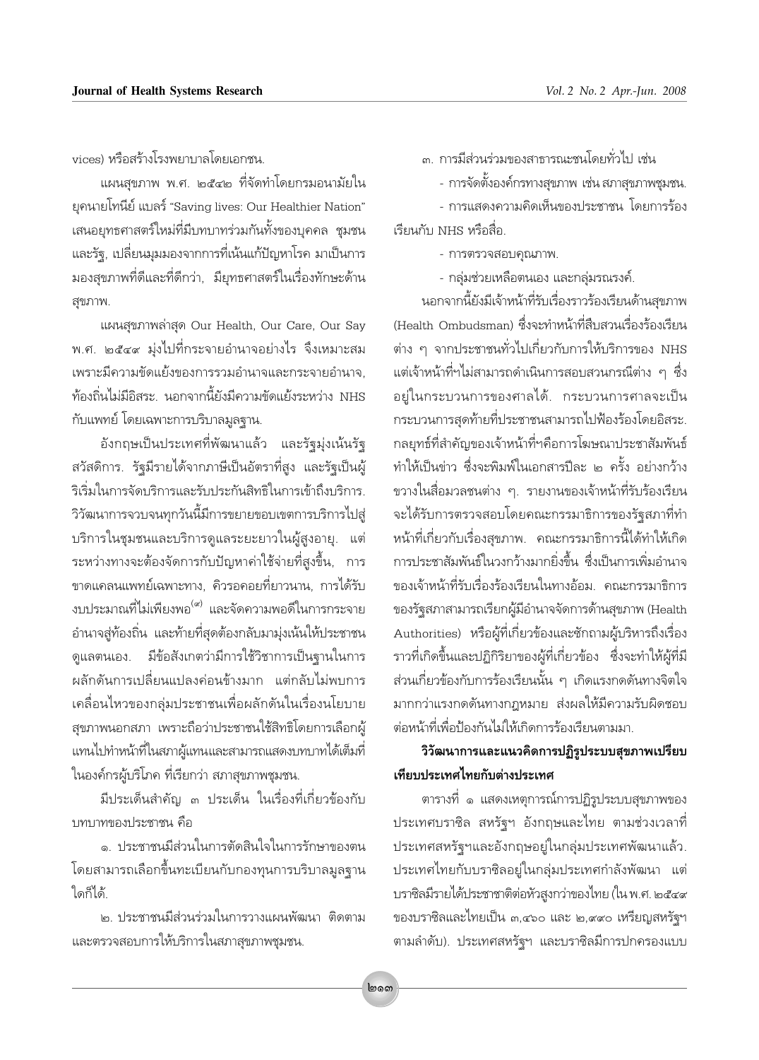vices) หรือสร้างโรงพยาบาลโดยเอกชน.

แผนสุขภาพ พ.ศ. ๒๕๔๒ ที่จัดทำโดยกรมอนามัยในยุคนายโทนีย์ แบลร์ "Saving lives: Our Healthier Nation" เสนอยุทธศาสตร์ใหม่ที่มีบทบาทร่วมกันทั้งของบุคคล ชุมชน และรัฐ, เปลี่ยนมุมมองจากการที่เน้นแก้ปัญหาโรค มาเป็นการมองสุขภาพที่ดีและที่ดีกว่า, มียุทธศาสตร์ในเรื่องทักษะด้านสุขภาพ.

แผนสุขภาพล่าสุด Our Health, Our Care, Our Say พ.ศ. ๒๕๔๙ มุ่งไปที่กระจายอำนาจอย่างไร จึงเหมาะสม เพราะมีความขัดแย้งของการรวมอำนาจและกระจายอำนาจ, ท้องถิ่นไม่มีอิสระ. นอกจากนี้ยังมีความขัดแย้งระหว่าง NHS กับแพทย์ โดยเฉพาะการบริบาลมูลฐาน.

อังกฤษเป็นประเทศที่พัฒนาแล้ว และรัฐมุ่งเน้นรัฐสวัสดิการ. รัฐมีรายได้จากภาษีเป็นอัตราที่สูง และรัฐเป็นผู้ริเริ่มในการจัดบริการและรับประกันสิทธิในการเข้าถึงบริการ. วิวัฒนาการจวบจนทุกวันนี้มีการขยายขอบเขตการบริการไปสู่บริการในชุมชนและบริการดูแลระยะยาวในผู้สูงอายุ. แต่ระหว่างทางจะต้องจัดการกับปัญหาค่าใช้จ่ายที่สูงขึ้น, การขาดแคลนแพทย์เฉพาะทาง, คิวรอคอยที่ยาวนาน, การได้รับงบประมาณที่ไม่เพียงพอ[๗] และจัดความพอดีในการกระจายอำนาจสู่ท้องถิ่น และท้ายที่สุดต้องกลับมามุ่งเน้นให้ประชาชนดูแลตนเอง. มีข้อสังเกตว่ามีการใช้วิชาการเป็นฐานในการผลักดันการเปลี่ยนแปลงค่อนข้างมาก แต่กลับไม่พบการเคลื่อนไหวของกลุ่มประชาชนเพื่อผลักดันในเรื่องนโยบายสุขภาพนอกสภา เพราะถือว่าประชาชนใช้สิทธิโดยการเลือกผู้แทนไปทำหน้าที่ในสภาผู้แทนและสามารถแสดงบทบาทได้เต็มที่ในองค์กรผู้บริโภค ที่เรียกว่า สภาสุขภาพชุมชน.

มีประเด็นสำคัญ ๓ ประเด็น ในเรื่องที่เกี่ยวข้องกับบทบาทของประชาชน คือ

๑. ประชาชนมีส่วนในการตัดสินใจในการรักษาของตน โดยสามารถเลือกขึ้นทะเบียนกับกองทุนการบริบาลมูลฐานใดก็ได้.

๒. ประชาชนมีส่วนร่วมในการวางแผนพัฒนา ติดตาม และตรวจสอบการให้บริการในสภาสุขภาพชุมชน.

๓. การมีส่วนร่วมของสาธารณะชนโดยทั่วไป เช่น

- การจัดตั้งองค์กรทางสุขภาพ เช่น สภาสุขภาพชุมชน.
- การแสดงความคิดเห็นของประชาชน โดยการร้องเรียนกับ NHS หรือสื่อ.
- การตรวจสอบคุณภาพ.
- กลุ่มช่วยเหลือตนเอง และกลุ่มรณรงค์.

นอกจากนี้ยังมีเจ้าหน้าที่รับเรื่องราวร้องเรียนด้านสุขภาพ (Health Ombudsman) ซึ่งจะทำหน้าที่สืบสวนเรื่องร้องเรียนต่าง ๆ จากประชาชนทั่วไปเกี่ยวกับการให้บริการของ NHS แต่เจ้าหน้าที่ฯไม่สามารถดำเนินการสอบสวนกรณีต่าง ๆ ซึ่งอยู่ในกระบวนการของศาลได้. กระบวนการศาลจะเป็นกระบวนการสุดท้ายที่ประชาชนสามารถไปฟ้องร้องโดยอิสระ. กลยุทธ์ที่สำคัญของเจ้าหน้าที่ฯคือการโฆษณาประชาสัมพันธ์ทำให้เป็นข่าว ซึ่งจะพิมพ์ในเอกสารปีละ ๒ ครั้ง อย่างกว้างขวางในสื่อมวลชนต่าง ๆ. รายงานของเจ้าหน้าที่รับร้องเรียนจะได้รับการตรวจสอบโดยคณะกรรมาธิการของรัฐสภาที่ทำหน้าที่เกี่ยวกับเรื่องสุขภาพ. คณะกรรมาธิการนี้ได้ทำให้เกิดการประชาสัมพันธ์ในวงกว้างมากยิ่งขึ้น ซึ่งเป็นการเพิ่มอำนาจของเจ้าหน้าที่รับเรื่องร้องเรียนในทางอ้อม. คณะกรรมาธิการของรัฐสภาสามารถเรียกผู้มีอำนาจจัดการด้านสุขภาพ (Health Authorities) หรือผู้ที่เกี่ยวข้องและซักถามผู้บริหารถึงเรื่องราวที่เกิดขึ้นและปฏิกิริยาของผู้ที่เกี่ยวข้อง ซึ่งจะทำให้ผู้ที่มีส่วนเกี่ยวข้องกับการร้องเรียนนั้น ๆ เกิดแรงกดดันทางจิตใจมากกว่าแรงกดดันทางกฎหมาย ส่งผลให้มีความรับผิดชอบต่อหน้าที่เพื่อป้องกันไม่ให้เกิดการร้องเรียนตามมา.

## วิวัฒนาการและแนวคิดการปฏิรูประบบสุขภาพเปรียบเทียบประเทศไทยกับต่างประเทศ

ตารางที่ ๑ แสดงเหตุการณ์การปฏิรูประบบสุขภาพของประเทศบราซิล สหรัฐฯ อังกฤษและไทย ตามช่วงเวลาที่ประเทศสหรัฐฯและอังกฤษอยู่ในกลุ่มประเทศพัฒนาแล้ว. ประเทศไทยกับบราซิลอยู่ในกลุ่มประเทศกำลังพัฒนา แต่บราซิลมีรายได้ประชาชาติต่อหัวสูงกว่าของไทย (ในพ.ศ. ๒๕๔๙ ของบราซิลและไทยเป็น ๓,๔๖๐ และ ๒,๙๙๐ เหรียญสหรัฐฯ ตามลำดับ). ประเทศสหรัฐฯ และบราซิลมีการปกครองแบบ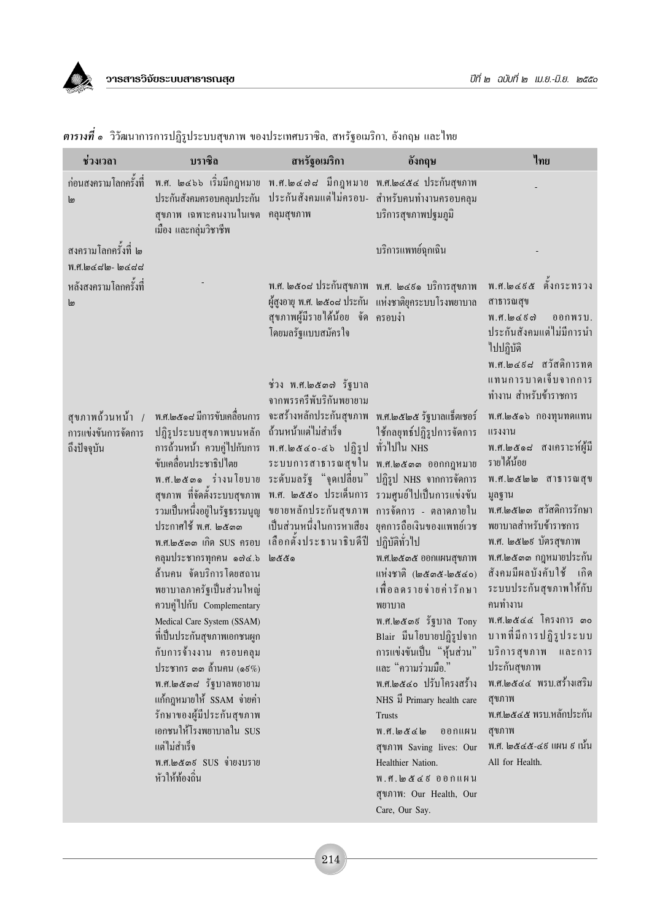***ตารางที่ ๑*** วิวัฒนาการการปฏิรูประบบสุขภาพ ของประเทศบราซิล, สหรัฐอเมริกา, อังกฤษ และไทย

| ช่วงเวลา | บราซิล | สหรัฐอเมริกา | อังกฤษ | ไทย |
|---|---|---|---|---|
| ก่อนสงครามโลกครั้งที่ ๒ | พ.ศ. ๒๔๖๖ เริ่มมีกฎหมายประกันสังคมครอบคลุมประกันสุขภาพ เฉพาะคนงานในเขตเมือง และกลุ่มวิชาชีพ | พ.ศ.๒๔๗๘ มีกฎหมายประกันสังคมแต่ไม่ครอบคลุมสุขภาพ | พ.ศ.๒๔๕๔ ประกันสุขภาพสำหรับคนทำงานครอบคลุมบริการสุขภาพปฐมภูมิ | - |
| สงครามโลกครั้งที่ ๒ พ.ศ.๒๔๘๒- ๒๔๘๘ | | | บริการแพทย์ฉุกเฉิน | - |
| หลังสงครามโลกครั้งที่ ๒ | - | พ.ศ. ๒๕๐๘ ประกันสุขภาพผู้สูงอายุ พ.ศ. ๒๕๐๘ ประกันสุขภาพผู้มีรายได้น้อย จัดโดยมลรัฐแบบสมัครใจ<br><br>ช่วง พ.ศ.๒๕๓๗ รัฐบาลจากพรรคพรีพับริกันพยายาม | พ.ศ. ๒๔๙๑ บริการสุขภาพแห่งชาติยุครระบบโรงพยาบาลครอบงำ | พ.ศ.๒๔๘๕ ตั้งกระทรวงสาธารณสุข<br>พ.ศ.๒๔๙๗ ออกพรบ. ประกันสังคมแต่ไม่มีการนำไปปฏิบัติ<br>พ.ศ.๒๔๙๘ สวัสดิการทดแทนการบาดเจ็บจากการทำงาน สำหรับข้าราชการ |
| สุขภาพถ้วนหน้า / การแข่งขันการจัดการถึงปัจจุบัน | พ.ศ.๒๕๑๘ มีการขับเคลื่อนการปฏิรูประบบสุขภาพบนหลักการถ้วนหน้า ควบคู่ไปกับการขับเคลื่อนประชาธิปไตย<br>พ.ศ.๒๕๓๑ ร่างนโยบายสุขภาพ ที่จัดตั้งระบบสุขภาพรวมเป็นหนึ่งอยู่ในรัฐธรรมนูญ ประกาศใช้ พ.ศ. ๒๕๓๓<br>พ.ศ.๒๕๓๓ เกิด SUS ครอบคลุมประชากรทุกคน ๑๗๔.๖ ล้านคน จัดบริการโดยสถานพยาบาลภาครัฐเป็นส่วนใหญ่ ควบคู่ไปกับ Complementary Medical Care System (SSAM) ที่เป็นประกันสุขภาพเอกชนผูกกับการจ้างงาน ครอบคลุมประชากร ๓๓ ล้านคน (๑๙%)<br>พ.ศ.๒๕๓๘ รัฐบาลพยายามแก้กฎหมายให้ SSAM จ่ายค่ารักษาของผู้มีประกันสุขภาพเอกชนให้โรงพยาบาลใน SUS แต่ไม่สำเร็จ<br>พ.ศ.๒๕๓๙ SUS จ่ายงบรายหัวให้ท้องถิ่น | จะสร้างหลักประกันสุขภาพถ้วนหน้าแต่ไม่สำเร็จ<br>พ.ศ.๒๕๔๐-๔๖ ปฏิรูประบบการสาธารณสุขในระดับมลรัฐ "จุดเปลี่ยน" พ.ศ. ๒๕๕๐ ประเด็นการขยายหลักประกันสุขภาพเป็นส่วนหนึ่งในการหาเสียงเลือกตั้งประธานาธิบดีปี ๒๕๕๑ | พ.ศ.๒๕๒๕ รัฐบาลแธ็ตเชอร์ใช้กลยุทธ์ปฏิรูปการจัดการทั่วไปใน NHS<br>พ.ศ.๒๕๓๓ ออกกฎหมายปฏิรูป NHS จากการจัดการรวมศูนย์ไปเป็นการแข่งขันการจัดการ - ตลาดภายในยุคการถือเงินของแพทย์เวชปฏิบัติทั่วไป<br>พ.ศ.๒๕๓๕ ออกแผนสุขภาพแห่งชาติ (๒๕๓๕-๒๕๔๐) เพื่อลดรายจ่ายค่ารักษาพยาบาล<br>พ.ศ.๒๕๓๙ รัฐบาล Tony Blair มีนโยบายปฏิรูปจากการแข่งขันเป็น "หุ้นส่วน" และ "ความร่วมมือ."<br>พ.ศ.๒๕๔๐ ปรับโครงสร้าง NHS มี Primary health care Trusts<br>พ.ศ.๒๕๔๒ ออกแผนสุขภาพ Saving lives: Our Healthier Nation.<br>พ.ศ.๒๕๔๙ ออกแผนสุขภาพ: Our Health, Our Care, Our Say. | พ.ศ.๒๕๑๖ กองทุนทดแทนแรงงาน<br>พ.ศ.๒๕๑๘ สงเคราะห์ผู้มีรายได้น้อย<br>พ.ศ.๒๕๒๒ สาธารณสุขมูลฐาน<br>พ.ศ.๒๕๒๓ สวัสดิการรักษาพยาบาลสำหรับข้าราชการ<br>พ.ศ. ๒๕๒๖ บัตรสุขภาพ<br>พ.ศ.๒๕๓๓ กฎหมายประกันสังคมมีผลบังคับใช้ เกิดระบบประกันสุขภาพให้กับคนทำงาน<br>พ.ศ.๒๕๔๔ โครงการ ๓๐ บาทที่มีการปฏิรูประบบบริการสุขภาพ และการประกันสุขภาพ<br>พ.ศ.๒๕๔๔ พรบ.สร้างเสริมสุขภาพ<br>พ.ศ.๒๕๔๕ พรบ.หลักประกันสุขภาพ<br>พ.ศ. ๒๕๔๕-๔๙ แผน ๙ เน้น All for Health. |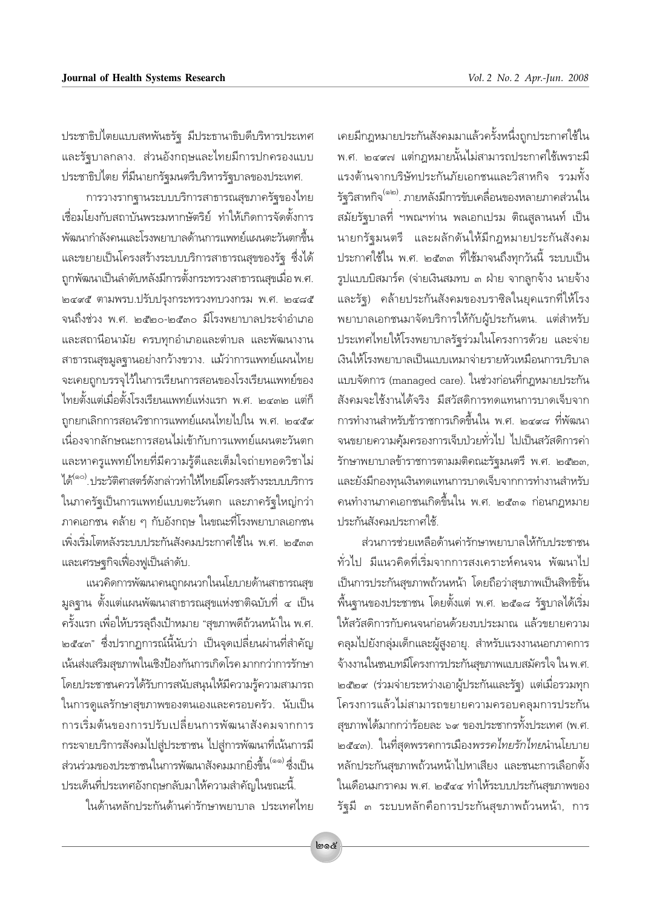ประชาธิปไตยแบบสหพันธรัฐ มีประธานาธิบดีบริหารประเทศและรัฐบาลกลาง. ส่วนอังกฤษและไทยมีการปกครองแบบประชาธิปไตย ที่มีนายกรัฐมนตรีบริหารรัฐบาลของประเทศ.

การวางรากฐานระบบบริการสาธารณสุขภาครัฐของไทยเชื่อมโยงกับสถาบันพระมหากษัตริย์ ทำให้เกิดการจัดตั้งการพัฒนากำลังคนและโรงพยาบาลด้านการแพทย์แผนตะวันตกขึ้น และขยายเป็นโครงสร้างระบบบริการสาธารณสุขของรัฐ ซึ่งได้ถูกพัฒนาเป็นลำดับหลังมีการตั้งกระทรวงสาธารณสุขเมื่อ พ.ศ. ๒๔๙๕ ตามพรบ.ปรับปรุงกระทรวงทบวงกรม พ.ศ. ๒๔๘๕ จนถึงช่วง พ.ศ. ๒๕๒๐-๒๕๓๐ มีโรงพยาบาลประจำอำเภอและสถานีอนามัย ครบทุกอำเภอและตำบล และพัฒนางานสาธารณสุขมูลฐานอย่างกว้างขวาง. แม้ว่าการแพทย์แผนไทยจะเคยถูกบรรจุไว้ในการเรียนการสอนของโรงเรียนแพทย์ของไทยตั้งแต่เมื่อตั้งโรงเรียนแพทย์แห่งแรก พ.ศ. ๒๔๓๒ แต่ก็ถูกยกเลิกการสอนวิชาการแพทย์แผนไทยไปใน พ.ศ. ๒๔๕๙ เนื่องจากลักษณะการสอนไม่เข้ากับการแพทย์แผนตะวันตก และหาครูแพทย์ไทยที่มีความรู้ดีและเต็มใจถ่ายทอดวิชาไม่ได้[๑๐]. ประวัติศาสตร์ดังกล่าวทำให้ไทยมีโครงสร้างระบบบริการในภาครัฐเป็นการแพทย์แบบตะวันตก และภาครัฐใหญ่กว่าภาคเอกชน คล้าย ๆ กับอังกฤษ ในขณะที่โรงพยาบาลเอกชนเพิ่งเริ่มโตหลังระบบประกันสังคมประกาศใช้ใน พ.ศ. ๒๕๓๓ และเศรษฐกิจเฟื่องฟูเป็นลำดับ.

แนวคิดการพัฒนาคนถูกผนวกในนโยบายด้านสาธารณสุขมูลฐาน ตั้งแต่แผนพัฒนาสาธารณสุขแห่งชาติฉบับที่ ๔ เป็นครั้งแรก เพื่อให้บรรลุถึงเป้าหมาย "สุขภาพดีถ้วนหน้าใน พ.ศ. ๒๕๔๓" ซึ่งปรากฏการณ์นี้นับว่า เป็นจุดเปลี่ยนผ่านที่สำคัญ เน้นส่งเสริมสุขภาพในเชิงป้องกันการเกิดโรค มากกว่าการรักษา โดยประชาชนควรได้รับการสนับสนุนให้มีความรู้ความสามารถในการดูแลรักษาสุขภาพของตนเองและครอบครัว. นับเป็นการเริ่มต้นของการปรับเปลี่ยนการพัฒนาสังคมจากการกระจายบริการสังคมไปสู่ประชาชน ไปสู่การพัฒนาที่เน้นการมีส่วนร่วมของประชาชนในการพัฒนาสังคมมากยิ่งขึ้น[๑๑] ซึ่งเป็นประเด็นที่ประเทศอังกฤษกลับมาให้ความสำคัญในขณะนี้.

ในด้านหลักประกันด้านค่ารักษาพยาบาล ประเทศไทยเคยมีกฎหมายประกันสังคมมาแล้วครั้งหนึ่งถูกประกาศใช้ใน พ.ศ. ๒๔๙๗ แต่กฎหมายนั้นไม่สามารถประกาศใช้เพราะมีแรงต้านจากบริษัทประกันภัยเอกชนและวิสาหกิจ รวมทั้งรัฐวิสาหกิจ[๑๒]. ภายหลังมีการขับเคลื่อนของหลายภาคส่วนในสมัยรัฐบาลที่ ฯพณฯท่าน พลเอกเปรม ติณสูลานนท์ เป็นนายกรัฐมนตรี และผลักดันให้มีกฎหมายประกันสังคมประกาศใช้ใน พ.ศ. ๒๕๓๓ ที่ใช้มาจนถึงทุกวันนี้ ระบบเป็นรูปแบบบิสมาร์ค (จ่ายเงินสมทบ ๓ ฝ่าย จากลูกจ้าง นายจ้าง และรัฐ) คล้ายประกันสังคมของบราซิลในยุคแรกที่ให้โรงพยาบาลเอกชนมาจัดบริการให้กับผู้ประกันตน. แต่สำหรับประเทศไทยให้โรงพยาบาลรัฐร่วมในโครงการด้วย และจ่ายเงินให้โรงพยาบาลเป็นแบบเหมาจ่ายรายหัวเหมือนการบริบาลแบบจัดการ (managed care). ในช่วงก่อนที่กฎหมายประกันสังคมจะใช้งานได้จริง มีสวัสดิการทดแทนการบาดเจ็บจากการทำงานสำหรับข้าราชการเกิดขึ้นใน พ.ศ. ๒๔๙๘ ที่พัฒนาจนขยายความคุ้มครองการเจ็บป่วยทั่วไป ไปเป็นสวัสดิการค่ารักษาพยาบาลข้าราชการตามมติคณะรัฐมนตรี พ.ศ. ๒๕๒๓, และยังมีกองทุนเงินทดแทนการบาดเจ็บจากการทำงานสำหรับคนทำงานภาคเอกชนเกิดขึ้นใน พ.ศ. ๒๕๓๑ ก่อนกฎหมายประกันสังคมประกาศใช้.

ส่วนการช่วยเหลือด้านค่ารักษาพยาบาลให้กับประชาชนทั่วไป มีแนวคิดที่เริ่มจากการสงเคราะห์คนจน พัฒนาไปเป็นการประกันสุขภาพถ้วนหน้า โดยถือว่าสุขภาพเป็นสิทธิขั้นพื้นฐานของประชาชน โดยตั้งแต่ พ.ศ. ๒๕๑๘ รัฐบาลได้เริ่มให้สวัสดิการกับคนจนก่อนด้วยงบประมาณ แล้วขยายความคลุมไปยังกลุ่มเด็กและผู้สูงอายุ. สำหรับแรงงานนอกภาคการจ้างงานในชนบทมีโครงการประกันสุขภาพแบบสมัครใจ ใน พ.ศ. ๒๕๒๙ (ร่วมจ่ายระหว่างเอาผู้ประกันและรัฐ) แต่เมื่อรวมทุกโครงการแล้วไม่สามารถขยายความครอบคลุมการประกันสุขภาพได้มากกว่าร้อยละ ๖๙ ของประชากรทั้งประเทศ (พ.ศ. ๒๕๔๓). ในที่สุดพรรคการเมือง*พรรคไทยรักไทย*นำนโยบายหลักประกันสุขภาพถ้วนหน้าไปหาเสียง และชนะการเลือกตั้งในเดือนมกราคม พ.ศ. ๒๕๔๔ ทำให้ระบบประกันสุขภาพของรัฐมี ๓ ระบบหลักคือการประกันสุขภาพถ้วนหน้า, การ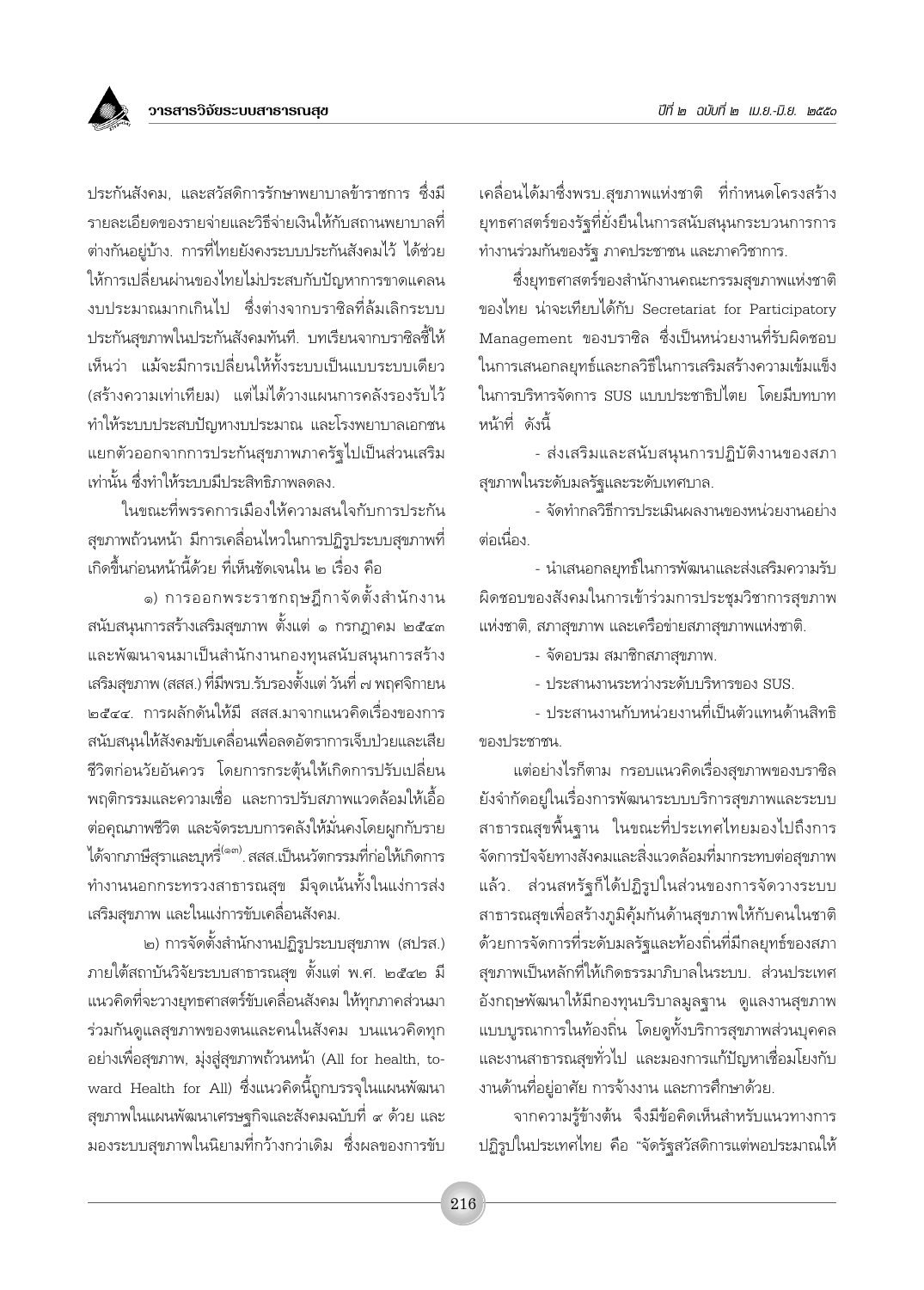ประกันสังคม, และสวัสดิการรักษาพยาบาลข้าราชการ ซึ่งมีรายละเอียดของรายจ่ายและวิธีจ่ายเงินให้กับสถานพยาบาลที่ต่างกันอยู่บ้าง. การที่ไทยยังคงระบบประกันสังคมไว้ ได้ช่วยให้การเปลี่ยนผ่านของไทยไม่ประสบกับปัญหาการขาดแคลนงบประมาณมากเกินไป ซึ่งต่างจากบราซิลที่ล้มเลิกระบบประกันสุขภาพในประกันสังคมทันที. บทเรียนจากบราซิลชี้ให้เห็นว่า แม้จะมีการเปลี่ยนให้ทั้งระบบเป็นแบบระบบเดียว (สร้างความเท่าเทียม) แต่ไม่ได้วางแผนการคลังรองรับไว้ ทำให้ระบบประสบปัญหางบประมาณ และโรงพยาบาลเอกชนแยกตัวออกจากการประกันสุขภาพภาครัฐไปเป็นส่วนเสริมเท่านั้น ซึ่งทำให้ระบบมีประสิทธิภาพลดลง.

ในขณะที่พรรคการเมืองให้ความสนใจกับการประกันสุขภาพถ้วนหน้า มีการเคลื่อนไหวในการปฏิรูประบบสุขภาพที่เกิดขึ้นก่อนหน้านี้ด้วย ที่เห็นชัดเจนใน ๒ เรื่อง คือ

๑) การออกพระราชกฤษฎีกาจัดตั้งสำนักงานสนับสนุนการสร้างเสริมสุขภาพ ตั้งแต่ ๑ กรกฎาคม ๒๕๔๓ และพัฒนาจนมาเป็นสำนักงานกองทุนสนับสนุนการสร้างเสริมสุขภาพ (สสส.) ที่มีพรบ.รับรองตั้งแต่ วันที่ ๗ พฤศจิกายน ๒๕๔๔. การผลักดันให้มี สสส.มาจากแนวคิดเรื่องของการสนับสนุนให้สังคมขับเคลื่อนเพื่อลดอัตราการเจ็บป่วยและเสียชีวิตก่อนวัยอันควร โดยการกระตุ้นให้เกิดการปรับเปลี่ยนพฤติกรรมและความเชื่อ และการปรับสภาพแวดล้อมให้เอื้อต่อคุณภาพชีวิต และจัดระบบการคลังให้มั่นคงโดยผูกกับรายได้จากภาษีสุราและบุหรี่[๑๓]. สสส.เป็นนวัตกรรมที่ก่อให้เกิดการทำงานนอกกระทรวงสาธารณสุข มีจุดเน้นทั้งในแง่การส่งเสริมสุขภาพ และในแง่การขับเคลื่อนสังคม.

๒) การจัดตั้งสำนักงานปฏิรูประบบสุขภาพ (สปรส.) ภายใต้สถาบันวิจัยระบบสาธารณสุข ตั้งแต่ พ.ศ. ๒๕๔๒ มีแนวคิดที่จะวางยุทธศาสตร์ขับเคลื่อนสังคม ให้ทุกภาคส่วนมาร่วมกันดูแลสุขภาพของตนและคนในสังคม บนแนวคิดทุกอย่างเพื่อสุขภาพ, มุ่งสู่สุขภาพถ้วนหน้า (All for health, toward Health for All) ซึ่งแนวคิดนี้ถูกบรรจุในแผนพัฒนาสุขภาพในแผนพัฒนาเศรษฐกิจและสังคมฉบับที่ ๙ ด้วย และมองระบบสุขภาพในนิยามที่กว้างกว่าเดิม ซึ่งผลของการขับเคลื่อนได้มาซึ่งพรบ.สุขภาพแห่งชาติ ที่กำหนดโครงสร้างยุทธศาสตร์ของรัฐที่ยั่งยืนในการสนับสนุนกระบวนการการทำงานร่วมกันของรัฐ ภาคประชาชน และภาควิชาการ.

ซึ่งยุทธศาสตร์ของสำนักงานคณะกรรมสุขภาพแห่งชาติของไทย น่าจะเทียบได้กับ Secretariat for Participatory Management ของบราซิล ซึ่งเป็นหน่วยงานที่รับผิดชอบในการเสนอกลยุทธ์และกลวิธีในการเสริมสร้างความเข้มแข็งในการบริหารจัดการ SUS แบบประชาธิปไตย โดยมีบทบาทหน้าที่ ดังนี้

- ส่งเสริมและสนับสนุนการปฏิบัติงานของสภาสุขภาพในระดับมลรัฐและระดับเทศบาล.
- จัดทำกลวิธีการประเมินผลงานของหน่วยงานอย่างต่อเนื่อง.
- นำเสนอกลยุทธ์ในการพัฒนาและส่งเสริมความรับผิดชอบของสังคมในการเข้าร่วมการประชุมวิชาการสุขภาพแห่งชาติ, สภาสุขภาพ และเครือข่ายสภาสุขภาพแห่งชาติ.
- จัดอบรม สมาชิกสภาสุขภาพ.
- ประสานงานระหว่างระดับบริหารของ SUS.
- ประสานงานกับหน่วยงานที่เป็นตัวแทนด้านสิทธิของประชาชน.

แต่อย่างไรก็ตาม กรอบแนวคิดเรื่องสุขภาพของบราซิลยังจำกัดอยู่ในเรื่องการพัฒนาระบบบริการสุขภาพและระบบสาธารณสุขพื้นฐาน ในขณะที่ประเทศไทยมองไปถึงการจัดการปัจจัยทางสังคมและสิ่งแวดล้อมที่มากระทบต่อสุขภาพแล้ว. ส่วนสหรัฐก็ได้ปฏิรูปในส่วนของการจัดวางระบบสาธารณสุขเพื่อสร้างภูมิคุ้มกันด้านสุขภาพให้กับคนในชาติด้วยการจัดการที่ระดับมลรัฐและท้องถิ่นที่มีกลยุทธ์ของสภาสุขภาพเป็นหลักที่ให้เกิดธรรมาภิบาลในระบบ. ส่วนประเทศอังกฤษพัฒนาให้มีกองทุนบริบาลมูลฐาน ดูแลงานสุขภาพแบบบูรณาการในท้องถิ่น โดยดูทั้งบริการสุขภาพส่วนบุคคลและงานสาธารณสุขทั่วไป และมองการแก้ปัญหาเชื่อมโยงกับงานด้านที่อยู่อาศัย การจ้างงาน และการศึกษาด้วย.

จากความรู้ข้างต้น จึงมีข้อคิดเห็นสำหรับแนวทางการปฏิรูปในประเทศไทย คือ "จัดรัฐสวัสดิการแต่พอประมาณให้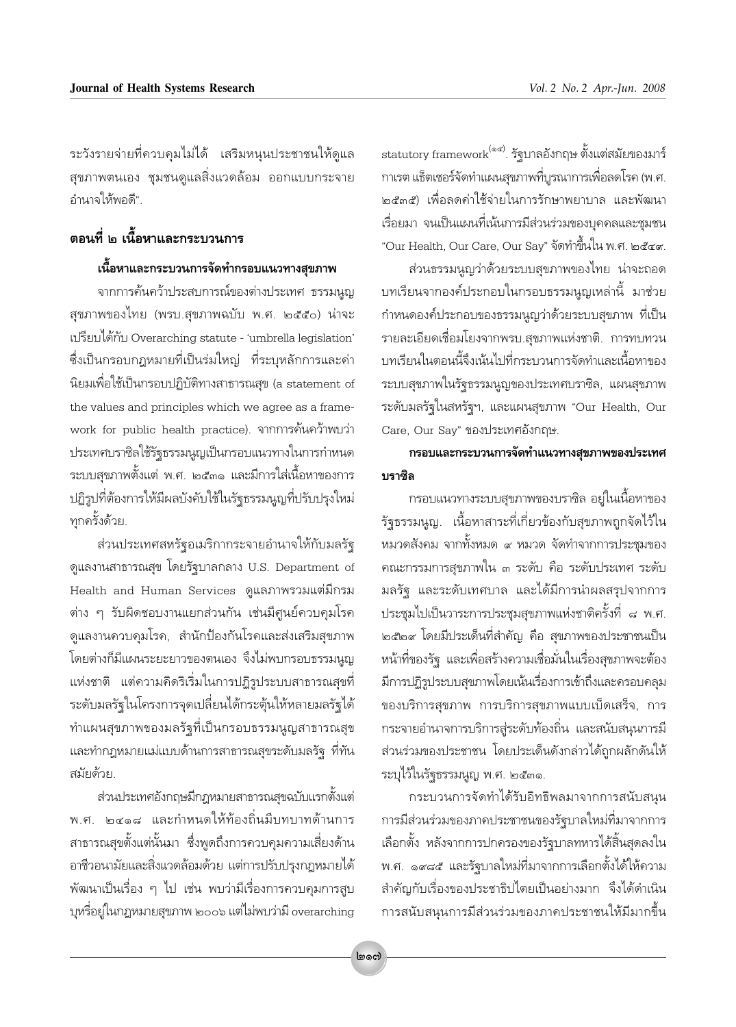ระวังรายจ่ายที่ควบคุมไม่ได้ เสริมหนุนประชาชนให้ดูแลสุขภาพตนเอง ชุมชนดูแลสิ่งแวดล้อม ออกแบบกระจายอำนาจให้พอดี".

## ตอนที่ ๒ เนื้อหาและกระบวนการ

### เนื้อหาและกระบวนการจัดทำกรอบแนวทางสุขภาพ

จากการค้นคว้าประสบการณ์ของต่างประเทศ ธรรมนูญสุขภาพของไทย (พรบ.สุขภาพฉบับ พ.ศ. ๒๕๕๐) น่าจะเปรียบได้กับ Overarching statute - 'umbrella legislation' ซึ่งเป็นกรอบกฎหมายที่เป็นร่มใหญ่ ที่ระบุหลักการและค่านิยมเพื่อใช้เป็นกรอบปฏิบัติทางสาธารณสุข (a statement of the values and principles which we agree as a framework for public health practice). จากการค้นคว้าพบว่าประเทศบราซิลใช้รัฐธรรมนูญเป็นกรอบแนวทางในการกำหนดระบบสุขภาพตั้งแต่ พ.ศ. ๒๕๓๑ และมีการใส่เนื้อหาของการปฏิรูปที่ต้องการให้มีผลบังคับใช้ในรัฐธรรมนูญที่ปรับปรุงใหม่ทุกครั้งด้วย.

ส่วนประเทศสหรัฐอเมริกากระจายอำนาจให้กับมลรัฐดูแลงานสาธารณสุข โดยรัฐบาลกลาง U.S. Department of Health and Human Services ดูแลภาพรวมแต่มีกรมต่าง ๆ รับผิดชอบงานแยกส่วนกัน เช่นมีศูนย์ควบคุมโรคดูแลงานควบคุมโรค, สำนักป้องกันโรคและส่งเสริมสุขภาพ โดยต่างก็มีแผนระยะยาวของตนเอง จึงไม่พบกรอบธรรมนูญแห่งชาติ แต่ความคิดริเริ่มในการปฏิรูประบบสาธารณสุขที่ระดับมลรัฐในโครงการจุดเปลี่ยนได้กระตุ้นให้หลายมลรัฐได้ทำแผนสุขภาพของมลรัฐที่เป็นกรอบธรรมนูญสาธารณสุข และทำกฎหมายแม่แบบด้านการสาธารณสุขระดับมลรัฐ ที่ทันสมัยด้วย.

ส่วนประเทศอังกฤษมีกฎหมายสาธารณสุขฉบับแรกตั้งแต่ พ.ศ. ๒๔๑๘ และกำหนดให้ท้องถิ่นมีบทบาทด้านการสาธารณสุขตั้งแต่นั้นมา ซึ่งพูดถึงการควบคุมความเสี่ยงด้านอาชีวอนามัยและสิ่งแวดล้อมด้วย แต่การปรับปรุงกฎหมายได้พัฒนาเป็นเรื่อง ๆ ไป เช่น พบว่ามีเรื่องการควบคุมการสูบบุหรี่อยู่ในกฎหมายสุขภาพ ๒๐๐๖ แต่ไม่พบว่ามี overarching statutory framework[๑๔]. รัฐบาลอังกฤษ ตั้งแต่สมัยของมาร์กาเรต แธ็ตเชอร์จัดทำแผนสุขภาพที่บูรณาการเพื่อลดโรค (พ.ศ. ๒๕๓๕) เพื่อลดค่าใช้จ่ายในการรักษาพยาบาล และพัฒนาเรื่อยมา จนเป็นแผนที่เน้นการมีส่วนร่วมของบุคคลและชุมชน "Our Health, Our Care, Our Say" จัดทำขึ้นใน พ.ศ. ๒๕๔๙.

ส่วนธรรมนูญว่าด้วยระบบสุขภาพของไทย น่าจะถอดบทเรียนจากองค์ประกอบในกรอบธรรมนูญเหล่านี้ มาช่วยกำหนดองค์ประกอบของธรรมนูญว่าด้วยระบบสุขภาพ ที่เป็นรายละเอียดเชื่อมโยงจากพรบ.สุขภาพแห่งชาติ. การทบทวนบทเรียนในตอนนี้จึงเน้นไปที่กระบวนการจัดทำและเนื้อหาของระบบสุขภาพในรัฐธรรมนูญของประเทศบราซิล, แผนสุขภาพระดับมลรัฐในสหรัฐฯ, และแผนสุขภาพ "Our Health, Our Care, Our Say" ของประเทศอังกฤษ.

### กรอบและกระบวนการจัดทำแนวทางสุขภาพของประเทศบราซิล

กรอบแนวทางระบบสุขภาพของบราซิล อยู่ในเนื้อหาของรัฐธรรมนูญ. เนื้อหาสาระที่เกี่ยวข้องกับสุขภาพถูกจัดไว้ในหมวดสังคม จากทั้งหมด ๙ หมวด จัดทำจากการประชุมของคณะกรรมการสุขภาพใน ๓ ระดับ คือ ระดับประเทศ ระดับมลรัฐ และระดับเทศบาล และได้มีการนำผลสรุปจากการประชุมไปเป็นวาระการประชุมสุขภาพแห่งชาติครั้งที่ ๘ พ.ศ. ๒๕๒๙ โดยมีประเด็นที่สำคัญ คือ สุขภาพของประชาชนเป็นหน้าที่ของรัฐ และเพื่อสร้างความเชื่อมั่นในเรื่องสุขภาพจะต้องมีการปฏิรูประบบสุขภาพโดยเน้นเรื่องการเข้าถึงและครอบคลุมของบริการสุขภาพ การบริการสุขภาพแบบเบ็ดเสร็จ, การกระจายอำนาจการบริการสู่ระดับท้องถิ่น และสนับสนุนการมีส่วนร่วมของประชาชน โดยประเด็นดังกล่าวได้ถูกผลักดันให้ระบุไว้ในรัฐธรรมนูญ พ.ศ. ๒๕๓๑.

กระบวนการจัดทำได้รับอิทธิพลมาจากการสนับสนุนการมีส่วนร่วมของภาคประชาชนของรัฐบาลใหม่ที่มาจากการเลือกตั้ง หลังจากการปกครองของรัฐบาลทหารได้สิ้นสุดลงในพ.ศ. ๑๙๘๕ และรัฐบาลใหม่ที่มาจากการเลือกตั้งได้ให้ความสำคัญกับเรื่องของประชาธิปไตยเป็นอย่างมาก จึงได้ดำเนินการสนับสนุนการมีส่วนร่วมของภาคประชาชนให้มีมากขึ้น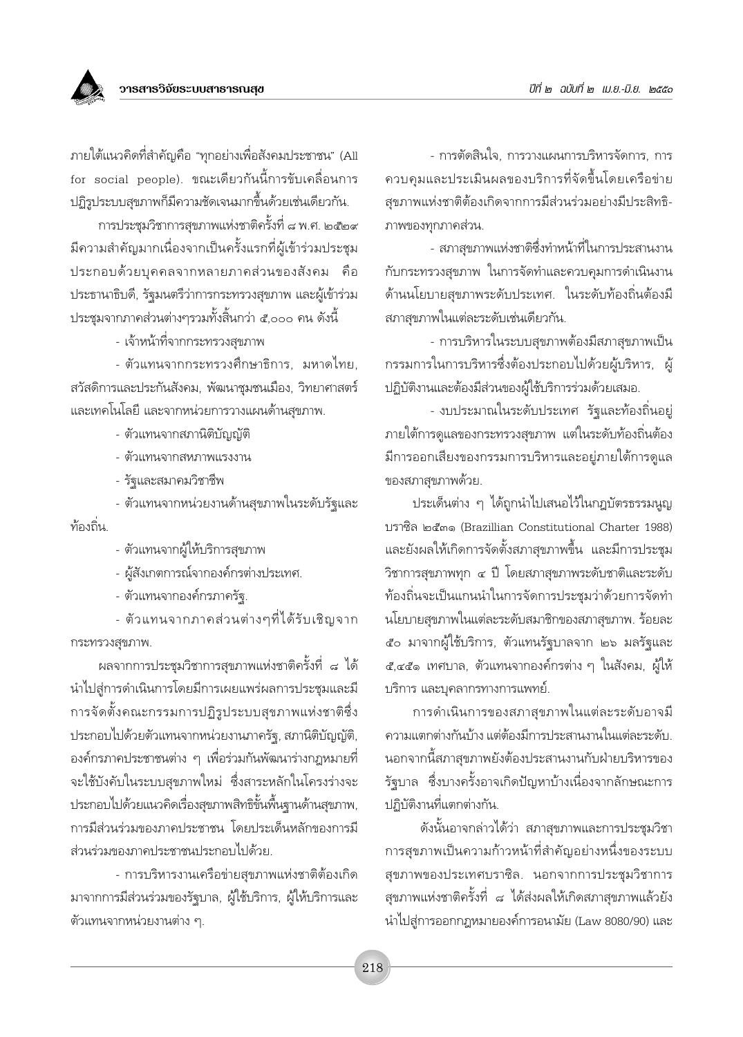ภายใต้แนวคิดที่สำคัญคือ "ทุกอย่างเพื่อสังคมประชาชน" (All for social people). ขณะเดียวกันนี้การขับเคลื่อนการปฏิรูประบบสุขภาพก็มีความชัดเจนมากขึ้นด้วยเช่นเดียวกัน.

การประชุมวิชาการสุขภาพแห่งชาติครั้งที่ ๘ พ.ศ. ๒๕๒๙ มีความสำคัญมากเนื่องจากเป็นครั้งแรกที่ผู้เข้าร่วมประชุมประกอบด้วยบุคคลจากหลายภาคส่วนของสังคม คือ ประธานาธิบดี, รัฐมนตรีว่าการกระทรวงสุขภาพ และผู้เข้าร่วมประชุมจากภาคส่วนต่างๆรวมทั้งสิ้นกว่า ๕,๐๐๐ คน ดังนี้

- เจ้าหน้าที่จากกระทรวงสุขภาพ
- ตัวแทนจากกระทรวงศึกษาธิการ, มหาดไทย, สวัสดิการและประกันสังคม, พัฒนาชุมชนเมือง, วิทยาศาสตร์และเทคโนโลยี และจากหน่วยการวางแผนด้านสุขภาพ.
- ตัวแทนจากสภานิติบัญญัติ
- ตัวแทนจากสหภาพแรงงาน
- รัฐและสมาคมวิชาชีพ
- ตัวแทนจากหน่วยงานด้านสุขภาพในระดับรัฐและท้องถิ่น.
- ตัวแทนจากผู้ให้บริการสุขภาพ
- ผู้สังเกตการณ์จากองค์กรต่างประเทศ.
- ตัวแทนจากองค์กรภาครัฐ.
- ตัวแทนจากภาคส่วนต่างๆที่ได้รับเชิญจากกระทรวงสุขภาพ.

ผลจากการประชุมวิชาการสุขภาพแห่งชาติครั้งที่ ๘ ได้นำไปสู่การดำเนินการโดยมีการเผยแพร่ผลการประชุมและมีการจัดตั้งคณะกรรมการปฏิรูประบบสุขภาพแห่งชาติซึ่งประกอบไปด้วยตัวแทนจากหน่วยงานภาครัฐ, สภานิติบัญญัติ, องค์กรภาคประชาชนต่าง ๆ เพื่อร่วมกันพัฒนาร่างกฎหมายที่จะใช้บังคับในระบบสุขภาพใหม่ ซึ่งสาระหลักในโครงร่างจะประกอบไปด้วยแนวคิดเรื่องสุขภาพสิทธิขั้นพื้นฐานด้านสุขภาพ, การมีส่วนร่วมของภาคประชาชน โดยประเด็นหลักของการมีส่วนร่วมของภาคประชาชนประกอบไปด้วย.

- การบริหารงานเครือข่ายสุขภาพแห่งชาติต้องเกิดมาจากการมีส่วนร่วมของรัฐบาล, ผู้ใช้บริการ, ผู้ให้บริการและตัวแทนจากหน่วยงานต่าง ๆ.
- การตัดสินใจ, การวางแผนการบริหารจัดการ, การควบคุมและประเมินผลของบริการที่จัดขึ้นโดยเครือข่ายสุขภาพแห่งชาติต้องเกิดจากการมีส่วนร่วมอย่างมีประสิทธิภาพของทุกภาคส่วน.
- สภาสุขภาพแห่งชาติซึ่งทำหน้าที่ในการประสานงานกับกระทรวงสุขภาพ ในการจัดทำและควบคุมการดำเนินงานด้านนโยบายสุขภาพระดับประเทศ. ในระดับท้องถิ่นต้องมีสภาสุขภาพในแต่ละระดับเช่นเดียวกัน.
- การบริหารในระบบสุขภาพต้องมีสภาสุขภาพเป็นกรรมการในการบริหารซึ่งต้องประกอบไปด้วยผู้บริหาร, ผู้ปฏิบัติงานและต้องมีส่วนของผู้ใช้บริการร่วมด้วยเสมอ.
- งบประมาณในระดับประเทศ รัฐและท้องถิ่นอยู่ภายใต้การดูแลของกระทรวงสุขภาพ แต่ในระดับท้องถิ่นต้องมีการออกเสียงของกรรมการบริหารและอยู่ภายใต้การดูแลของสภาสุขภาพด้วย.

ประเด็นต่าง ๆ ได้ถูกนำไปเสนอไว้ในกฎบัตรธรรมนูญบราซิล ๒๕๓๑ (Brazillian Constitutional Charter 1988) และยังผลให้เกิดการจัดตั้งสภาสุขภาพขึ้น และมีการประชุมวิชาการสุขภาพทุก ๔ ปี โดยสภาสุขภาพระดับชาติและระดับท้องถิ่นจะเป็นแกนนำในการจัดการประชุมว่าด้วยการจัดทำนโยบายสุขภาพในแต่ละระดับสมาชิกของสภาสุขภาพ. ร้อยละ ๕๐ มาจากผู้ใช้บริการ, ตัวแทนรัฐบาลจาก ๒๖ มลรัฐและ ๕,๔๕๑ เทศบาล, ตัวแทนจากองค์กรต่าง ๆ ในสังคม, ผู้ให้บริการ และบุคลากรทางการแพทย์.

การดำเนินการของสภาสุขภาพในแต่ละระดับอาจมีความแตกต่างกันบ้าง แต่ต้องมีการประสานงานในแต่ละระดับ. นอกจากนี้สภาสุขภาพยังต้องประสานงานกับฝ่ายบริหารของรัฐบาล ซึ่งบางครั้งอาจเกิดปัญหาบ้างเนื่องจากลักษณะการปฏิบัติงานที่แตกต่างกัน.

ดังนั้นอาจกล่าวได้ว่า สภาสุขภาพและการประชุมวิชาการสุขภาพเป็นความก้าวหน้าที่สำคัญอย่างหนึ่งของระบบสุขภาพของประเทศบราซิล. นอกจากการประชุมวิชาการสุขภาพแห่งชาติครั้งที่ ๘ ได้ส่งผลให้เกิดสภาสุขภาพแล้วยังนำไปสู่การออกกฎหมายองค์การอนามัย (Law 8080/90) และ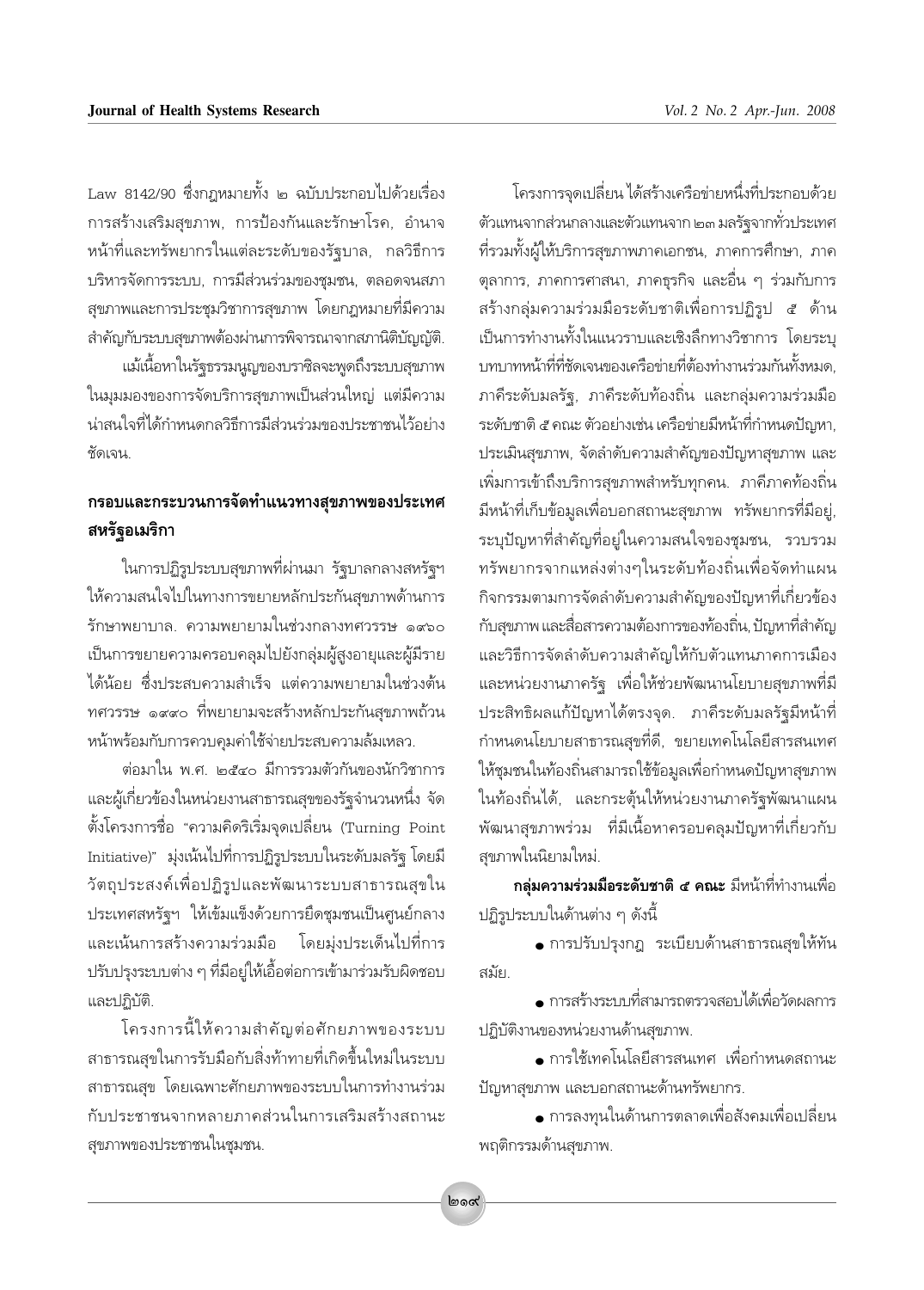Law 8142/90 ซึ่งกฎหมายทั้ง ๒ ฉบับประกอบไปด้วยเรื่องการสร้างเสริมสุขภาพ, การป้องกันและรักษาโรค, อำนาจหน้าที่และทรัพยากรในแต่ละระดับของรัฐบาล, กลวิธีการบริหารจัดการระบบ, การมีส่วนร่วมของชุมชน, ตลอดจนสภาสุขภาพและการประชุมวิชาการสุขภาพ โดยกฎหมายที่มีความสำคัญกับระบบสุขภาพต้องผ่านการพิจารณาจากสภานิติบัญญัติ.

แม้เนื้อหาในรัฐธรรมนูญของบราซิลจะพูดถึงระบบสุขภาพในมุมมองของการจัดบริการสุขภาพเป็นส่วนใหญ่ แต่มีความน่าสนใจที่ได้กำหนดกลวิธีการมีส่วนร่วมของประชาชนไว้อย่างชัดเจน.

## กรอบและกระบวนการจัดทำแนวทางสุขภาพของประเทศสหรัฐอเมริกา

ในการปฏิรูประบบสุขภาพที่ผ่านมา รัฐบาลกลางสหรัฐฯ ให้ความสนใจไปในทางการขยายหลักประกันสุขภาพด้านการรักษาพยาบาล. ความพยายามในช่วงกลางทศวรรษ ๑๙๖๐ เป็นการขยายความครอบคลุมไปยังกลุ่มผู้สูงอายุและผู้มีรายได้น้อย ซึ่งประสบความสำเร็จ แต่ความพยายามในช่วงต้นทศวรรษ ๑๙๙๐ ที่พยายามจะสร้างหลักประกันสุขภาพถ้วนหน้าพร้อมกับการควบคุมค่าใช้จ่ายประสบความล้มเหลว.

ต่อมาใน พ.ศ. ๒๕๔๐ มีการรวมตัวกันของนักวิชาการและผู้เกี่ยวข้องในหน่วยงานสาธารณสุขของรัฐจำนวนหนึ่ง จัดตั้งโครงการชื่อ "ความคิดริเริ่มจุดเปลี่ยน (Turning Point Initiative)" มุ่งเน้นไปที่การปฏิรูประบบในระดับมลรัฐ โดยมีวัตถุประสงค์เพื่อปฏิรูปและพัฒนาระบบสาธารณสุขในประเทศสหรัฐฯ ให้เข้มแข็งด้วยการยึดชุมชนเป็นศูนย์กลางและเน้นการสร้างความร่วมมือ โดยมุ่งประเด็นไปที่การปรับปรุงระบบต่าง ๆ ที่มีอยู่ให้เอื้อต่อการเข้ามาร่วมรับผิดชอบและปฏิบัติ.

โครงการนี้ให้ความสำคัญต่อศักยภาพของระบบสาธารณสุขในการรับมือกับสิ่งท้าทายที่เกิดขึ้นใหม่ในระบบสาธารณสุข โดยเฉพาะศักยภาพของระบบในการทำงานร่วมกับประชาชนจากหลายภาคส่วนในการเสริมสร้างสถานะสุขภาพของประชาชนในชุมชน.

โครงการจุดเปลี่ยน ได้สร้างเครือข่ายหนึ่งที่ประกอบด้วยตัวแทนจากส่วนกลางและตัวแทนจาก ๒๓ มลรัฐจากทั่วประเทศ ที่รวมทั้งผู้ให้บริการสุขภาพภาคเอกชน, ภาคการศึกษา, ภาคตุลาการ, ภาคการศาสนา, ภาคธุรกิจ และอื่น ๆ ร่วมกับการสร้างกลุ่มความร่วมมือระดับชาติเพื่อการปฏิรูป ๕ ด้าน เป็นการทำงานทั้งในแนวราบและเชิงลึกทางวิชาการ โดยระบุบทบาทหน้าที่ที่ชัดเจนของเครือข่ายที่ต้องทำงานร่วมกันทั้งหมด, ภาคีระดับมลรัฐ, ภาคีระดับท้องถิ่น และกลุ่มความร่วมมือระดับชาติ ๕ คณะ ตัวอย่างเช่น เครือข่ายมีหน้าที่กำหนดปัญหา, ประเมินสุขภาพ, จัดลำดับความสำคัญของปัญหาสุขภาพ และเพิ่มการเข้าถึงบริการสุขภาพสำหรับทุกคน. ภาคีภาคท้องถิ่นมีหน้าที่เก็บข้อมูลเพื่อบอกสถานะสุขภาพ ทรัพยากรที่มีอยู่, ระบุปัญหาที่สำคัญที่อยู่ในความสนใจของชุมชน, รวบรวมทรัพยากรจากแหล่งต่างๆในระดับท้องถิ่นเพื่อจัดทำแผนกิจกรรมตามการจัดลำดับความสำคัญของปัญหาที่เกี่ยวข้องกับสุขภาพ และสื่อสารความต้องการของท้องถิ่น, ปัญหาที่สำคัญ และวิธีการจัดลำดับความสำคัญให้กับตัวแทนภาคการเมือง และหน่วยงานภาครัฐ เพื่อให้ช่วยพัฒนานโยบายสุขภาพที่มีประสิทธิผลแก้ปัญหาได้ตรงจุด. ภาคีระดับมลรัฐมีหน้าที่กำหนดนโยบายสาธารณสุขที่ดี, ขยายเทคโนโลยีสารสนเทศให้ชุมชนในท้องถิ่นสามารถใช้ข้อมูลเพื่อกำหนดปัญหาสุขภาพในท้องถิ่นได้, และกระตุ้นให้หน่วยงานภาครัฐพัฒนาแผนพัฒนาสุขภาพร่วม ที่มีเนื้อหาครอบคลุมปัญหาที่เกี่ยวกับสุขภาพในนิยามใหม่.

**กลุ่มความร่วมมือระดับชาติ ๕ คณะ** มีหน้าที่ทำงานเพื่อปฏิรูประบบในด้านต่าง ๆ ดังนี้

- การปรับปรุงกฎ ระเบียบด้านสาธารณสุขให้ทันสมัย.
- การสร้างระบบที่สามารถตรวจสอบได้เพื่อวัดผลการปฏิบัติงานของหน่วยงานด้านสุขภาพ.
- การใช้เทคโนโลยีสารสนเทศ เพื่อกำหนดสถานะปัญหาสุขภาพ และบอกสถานะด้านทรัพยากร.
- การลงทุนในด้านการตลาดเพื่อสังคมเพื่อเปลี่ยนพฤติกรรมด้านสุขภาพ.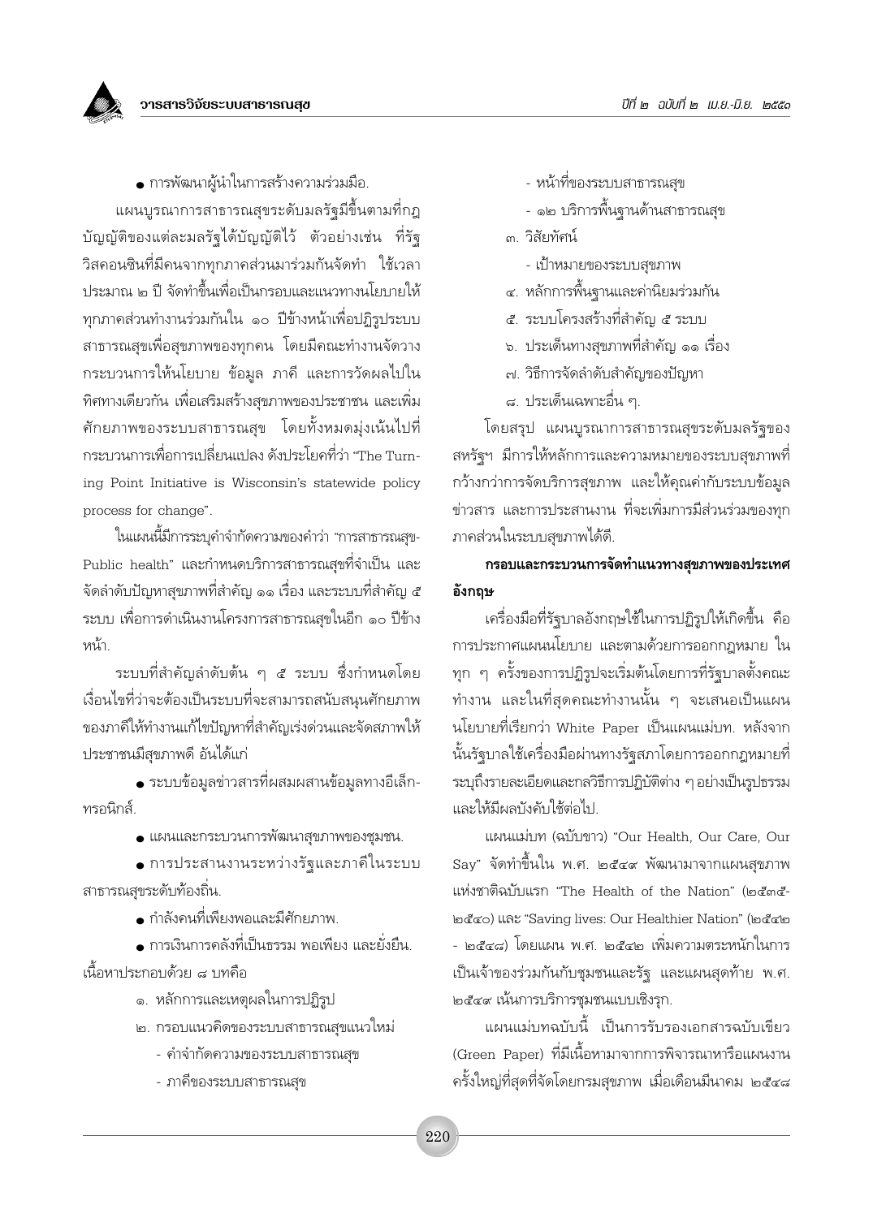- การพัฒนาผู้นำในการสร้างความร่วมมือ.

แผนบูรณาการสาธารณสุขระดับมลรัฐมีขึ้นตามที่กฎบัญญัติของแต่ละมลรัฐได้บัญญัติไว้ ตัวอย่างเช่น ที่รัฐวิสคอนซินที่มีคนจากทุกภาคส่วนมาร่วมกันจัดทำ ใช้เวลาประมาณ ๒ ปี จัดทำขึ้นเพื่อเป็นกรอบและแนวทางนโยบายให้ทุกภาคส่วนทำงานร่วมกันใน ๑๐ ปีข้างหน้าเพื่อปฏิรูประบบสาธารณสุขเพื่อสุขภาพของทุกคน โดยมีคณะทำงานจัดวางกระบวนการให้นโยบาย ข้อมูล ภาคี และการวัดผลไปในทิศทางเดียวกัน เพื่อเสริมสร้างสุขภาพของประชาชน และเพิ่มศักยภาพของระบบสาธารณสุข โดยทั้งหมดมุ่งเน้นไปที่กระบวนการเพื่อการเปลี่ยนแปลง ดังประโยคที่ว่า "The Turning Point Initiative is Wisconsin's statewide policy process for change".

ในแผนนี้มีการระบุคำจำกัดความของคำว่า "การสาธารณสุข-Public health" และกำหนดบริการสาธารณสุขที่จำเป็น และจัดลำดับปัญหาสุขภาพที่สำคัญ ๑๑ เรื่อง และระบบที่สำคัญ ๕ ระบบ เพื่อการดำเนินงานโครงการสาธารณสุขในอีก ๑๐ ปีข้างหน้า.

ระบบที่สำคัญลำดับต้น ๆ ๕ ระบบ ซึ่งกำหนดโดยเงื่อนไขที่ว่าจะต้องเป็นระบบที่จะสามารถสนับสนุนศักยภาพของภาคีให้ทำงานแก้ไขปัญหาที่สำคัญเร่งด่วนและจัดสภาพให้ประชาชนมีสุขภาพดี อันได้แก่

- ระบบข้อมูลข่าวสารที่ผสมผสานข้อมูลทางอิเล็กทรอนิกส์.
- แผนและกระบวนการพัฒนาสุขภาพของชุมชน.
- การประสานงานระหว่างรัฐและภาคีในระบบสาธารณสุขระดับท้องถิ่น.
- กำลังคนที่เพียงพอและมีศักยภาพ.
- การเงินการคลังที่เป็นธรรม พอเพียง และยั่งยืน.

เนื้อหาประกอบด้วย ๘ บทคือ

๑. หลักการและเหตุผลในการปฏิรูป
๒. กรอบแนวคิดของระบบสาธารณสุขแนวใหม่
   - คำจำกัดความของระบบสาธารณสุข
   - ภาคีของระบบสาธารณสุข
   - หน้าที่ของระบบสาธารณสุข
   - ๑๒ บริการพื้นฐานด้านสาธารณสุข
๓. วิสัยทัศน์
   - เป้าหมายของระบบสุขภาพ
๔. หลักการพื้นฐานและค่านิยมร่วมกัน
๕. ระบบโครงสร้างที่สำคัญ ๕ ระบบ
๖. ประเด็นทางสุขภาพที่สำคัญ ๑๑ เรื่อง
๗. วิธีการจัดลำดับสำคัญของปัญหา
๘. ประเด็นเฉพาะอื่น ๆ.

โดยสรุป แผนบูรณาการสาธารณสุขระดับมลรัฐของสหรัฐฯ มีการให้หลักการและความหมายของระบบสุขภาพที่กว้างกว่าการจัดบริการสุขภาพ และให้คุณค่ากับระบบข้อมูลข่าวสาร และการประสานงาน ที่จะเพิ่มการมีส่วนร่วมของทุกภาคส่วนในระบบสุขภาพได้ดี.

## กรอบและกระบวนการจัดทำแนวทางสุขภาพของประเทศอังกฤษ

เครื่องมือที่รัฐบาลอังกฤษใช้ในการปฏิรูปให้เกิดขึ้น คือ การประกาศแผนนโยบาย และตามด้วยการออกกฎหมาย ในทุก ๆ ครั้งของการปฏิรูปจะเริ่มต้นโดยการที่รัฐบาลตั้งคณะทำงาน และในที่สุดคณะทำงานนั้น ๆ จะเสนอเป็นแผนนโยบายที่เรียกว่า White Paper เป็นแผนแม่บท. หลังจากนั้นรัฐบาลใช้เครื่องมือผ่านทางรัฐสภาโดยการออกกฎหมายที่ระบุถึงรายละเอียดและกลวิธีการปฏิบัติต่าง ๆ อย่างเป็นรูปธรรม และให้มีผลบังคับใช้ต่อไป.

แผนแม่บท (ฉบับขาว) "Our Health, Our Care, Our Say" จัดทำขึ้นใน พ.ศ. ๒๕๔๙ พัฒนามาจากแผนสุขภาพแห่งชาติฉบับแรก "The Health of the Nation" (๒๕๓๕-๒๕๔๐) และ "Saving lives: Our Healthier Nation" (๒๕๔๒ - ๒๕๔๘) โดยแผน พ.ศ. ๒๕๔๒ เพิ่มความตระหนักในการเป็นเจ้าของร่วมกันกับชุมชนและรัฐ และแผนสุดท้าย พ.ศ. ๒๕๔๙ เน้นการบริการชุมชนแบบเชิงรุก.

แผนแม่บทฉบับนี้ เป็นการรับรองเอกสารฉบับเขียว (Green Paper) ที่มีเนื้อหามาจากการพิจารณาหรือแผนงานครั้งใหญ่ที่สุดที่จัดโดยกรมสุขภาพ เมื่อเดือนมีนาคม ๒๕๔๘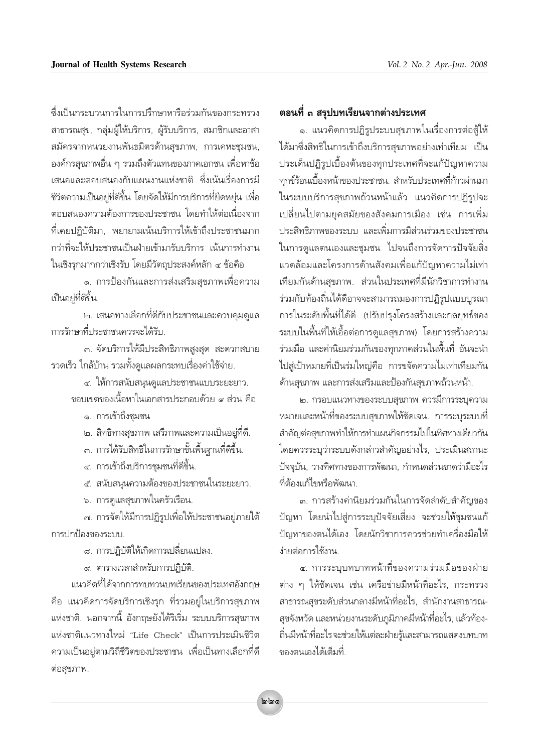ซึ่งเป็นกระบวนการในการปรึกษาหารือร่วมกันของกระทรวงสาธารณสุข, กลุ่มผู้ให้บริการ, ผู้รับบริการ, สมาชิกและอาสาสมัครจากหน่วยงานพันธมิตรด้านสุขภาพ, การเคหะชุมชน, องค์กรสุขภาพอื่น ๆ รวมถึงตัวแทนของภาคเอกชน เพื่อหาข้อเสนอและตอบสนองกับแผนงานแห่งชาติ ซึ่งเน้นเรื่องการมีชีวิตความเป็นอยู่ที่ดีขึ้น โดยจัดให้มีการบริการที่ยืดหยุ่น เพื่อตอบสนองความต้องการของประชาชน โดยทำให้ต่อเนื่องจากที่เคยปฏิบัติมา พยายามเน้นบริการให้เข้าถึงประชาชนมากกว่าที่จะให้ประชาชนเป็นฝ่ายเข้ามารับบริการ เน้นการทำงานในเชิงรุกมากกว่าเชิงรับ โดยมีวัตถุประสงค์หลัก ๔ ข้อคือ

๑. การป้องกันและการส่งเสริมสุขภาพเพื่อความเป็นอยู่ที่ดีขึ้น.

๒. เสนอทางเลือกที่ดีกับประชาชนและควบคุมดูแลการรักษาที่ประชาชนควรจะได้รับ.

๓. จัดบริการให้มีประสิทธิภาพสูงสุด สะดวกสบาย รวดเร็ว ใกล้บ้าน รวมทั้งดูแลผลกระทบเรื่องค่าใช้จ่าย.

๔. ให้การสนับสนุนดูแลประชาชนแบบระยะยาว.

ขอบเขตของเนื้อหาในเอกสารประกอบด้วย ๙ ส่วน คือ

๑. การเข้าถึงชุมชน

๒. สิทธิทางสุขภาพ เสรีภาพและความเป็นอยู่ที่ดี.

๓. การได้รับสิทธิในการรักษาขั้นพื้นฐานที่ดีขึ้น.

๔. การเข้าถึงบริการชุมชนที่ดีขึ้น.

๕. สนับสนุนความต้องของประชาชนในระยะยาว.

๖. การดูแลสุขภาพในครัวเรือน.

๗. การจัดให้มีการปฏิรูปเพื่อให้ประชาชนอยู่ภายใต้การปกป้องของระบบ.

๘. การปฏิบัติให้เกิดการเปลี่ยนแปลง.

๙. ตารางเวลาสำหรับการปฏิบัติ.

แนวคิดที่ได้จากการทบทวนบทเรียนของประเทศอังกฤษ คือ แนวคิดการจัดบริการเชิงรุก ที่รวมอยู่ในบริการสุขภาพแห่งชาติ. นอกจากนี้ อังกฤษยังได้ริเริ่ม ระบบบริการสุขภาพแห่งชาติแนวทางใหม่ "Life Check" เป็นการประเมินชีวิตความเป็นอยู่ตามวิถีชีวิตของประชาชน เพื่อเป็นทางเลือกที่ดีต่อสุขภาพ.

## ตอนที่ ๓ สรุปบทเรียนจากต่างประเทศ

๑. แนวคิดการปฏิรูประบบสุขภาพในเรื่องการต่อสู้ให้ได้มาซึ่งสิทธิในการเข้าถึงบริการสุขภาพอย่างเท่าเทียม เป็นประเด็นปฏิรูปเบื้องต้นของทุกประเทศที่จะแก้ปัญหาความทุกข์ร้อนเบื้องหน้าของประชาชน. สำหรับประเทศที่ก้าวผ่านมาในระบบบริการสุขภาพถ้วนหน้าแล้ว แนวคิดการปฏิรูปจะเปลี่ยนไปตามยุคสมัยของสังคมการเมือง เช่น การเพิ่มประสิทธิภาพของระบบ และเพิ่มการมีส่วนร่วมของประชาชนในการดูแลตนเองและชุมชน ไปจนถึงการจัดการปัจจัยสิ่งแวดล้อมและโครงการด้านสังคมเพื่อแก้ปัญหาความไม่เท่าเทียมกันด้านสุขภาพ. ส่วนในประเทศที่มีนักวิชาการทำงานร่วมกับท้องถิ่นได้ดีอาจจะสามารถมองการปฏิรูปแบบบูรณาการในระดับพื้นที่ได้ดี (ปรับปรุงโครงสร้างและกลยุทธ์ของระบบในพื้นที่ให้เอื้อต่อการดูแลสุขภาพ) โดยการสร้างความร่วมมือ และค่านิยมร่วมกันของทุกภาคส่วนในพื้นที่ อันจะนำไปสู่เป้าหมายที่เป็นร่มใหญ่คือ การขจัดความไม่เท่าเทียมกันด้านสุขภาพ และการส่งเสริมและป้องกันสุขภาพถ้วนหน้า.

๒. กรอบแนวทางของระบบสุขภาพ ควรมีการระบุความหมายและหน้าที่ของระบบสุขภาพให้ชัดเจน. การระบุระบบที่สำคัญต่อสุขภาพทำให้การทำแผนกิจกรรมไปในทิศทางเดียวกัน โดยควรระบุว่าระบบดังกล่าวสำคัญอย่างไร, ประเมินสถานะปัจจุบัน, วางทิศทางของการพัฒนา, กำหนดส่วนขาดว่ามีอะไรที่ต้องแก้ไขหรือพัฒนา.

๓. การสร้างค่านิยมร่วมกันในการจัดลำดับสำคัญของปัญหา โดยนำไปสู่การระบุปัจจัยเสี่ยง จะช่วยให้ชุมชนแก้ปัญหาของตนได้เอง โดยนักวิชาการควรช่วยทำเครื่องมือให้ง่ายต่อการใช้งาน.

๔. การระบุบทบาทหน้าที่ของความร่วมมือของฝ่ายต่าง ๆ ให้ชัดเจน เช่น เครือข่ายมีหน้าที่อะไร, กระทรวงสาธารณสุขระดับส่วนกลางมีหน้าที่อะไร, สำนักงานสาธารณสุขจังหวัด และหน่วยงานระดับภูมิภาคมีหน้าที่อะไร, แล้วท้องถิ่นมีหน้าที่อะไรจะช่วยให้แต่ละฝ่ายรู้และสามารถแสดงบทบาทของตนเองได้เต็มที่.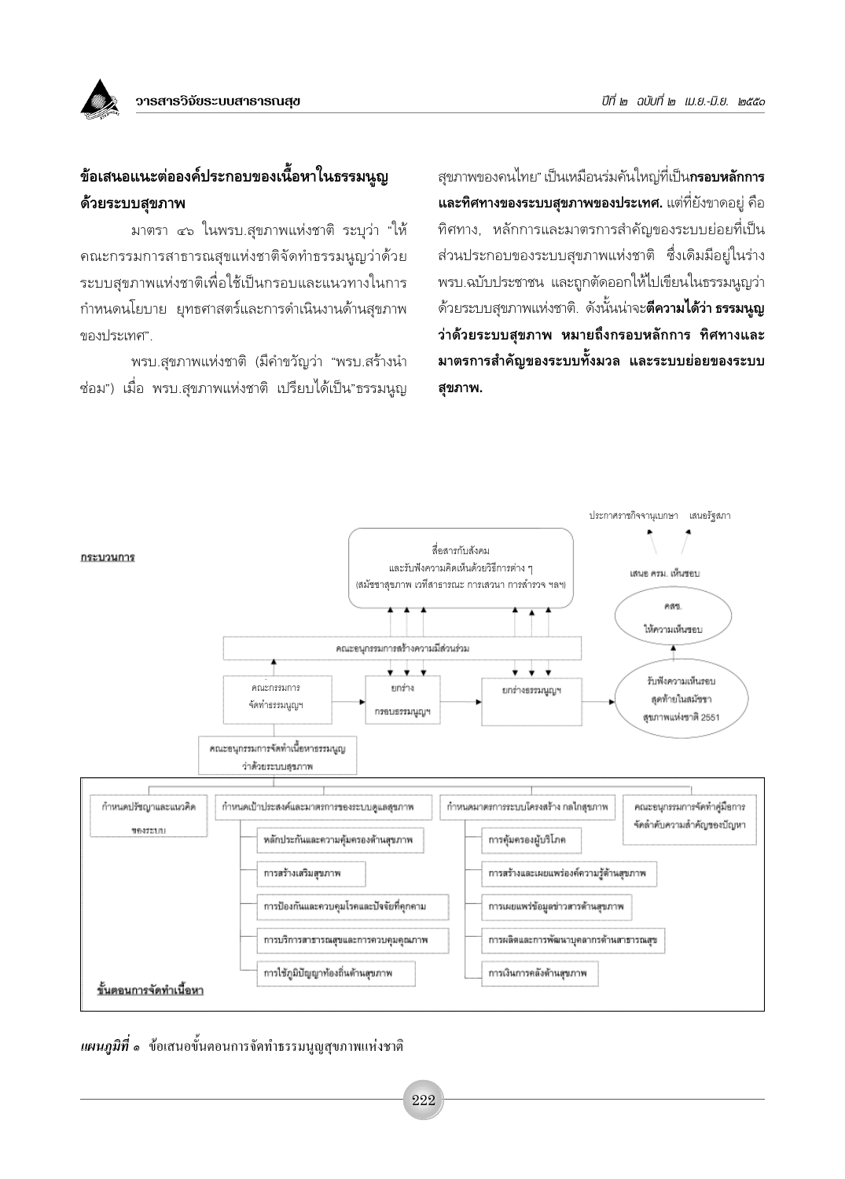## ข้อเสนอแนะต่อองค์ประกอบของเนื้อหาในธรรมนูญด้วยระบบสุขภาพ

มาตรา ๔๖ ในพรบ.สุขภาพแห่งชาติ ระบุว่า "ให้คณะกรรมการสาธารณสุขแห่งชาติจัดทำธรรมนูญว่าด้วยระบบสุขภาพแห่งชาติเพื่อใช้เป็นกรอบและแนวทางในการกำหนดนโยบาย ยุทธศาสตร์และการดำเนินงานด้านสุขภาพของประเทศ".

พรบ.สุขภาพแห่งชาติ (มีคำขวัญว่า "พรบ.สร้างนำซ่อม") เมื่อ พรบ.สุขภาพแห่งชาติ เปรียบได้เป็น"ธรรมนูญสุขภาพของคนไทย" เป็นเหมือนร่มคันใหญ่ที่เป็น**กรอบหลักการและทิศทางของระบบสุขภาพของประเทศ.** แต่ที่ยังขาดอยู่ คือ ทิศทาง, หลักการและมาตรการสำคัญของระบบย่อยที่เป็นส่วนประกอบของระบบสุขภาพแห่งชาติ ซึ่งเดิมมีอยู่ในร่าง พรบ.ฉบับประชาชน และถูกตัดออกให้ไปเขียนในธรรมนูญว่าด้วยระบบสุขภาพแห่งชาติ. ดังนั้นน่าจะ**ตีความได้ว่า ธรรมนูญว่าด้วยระบบสุขภาพ หมายถึงกรอบหลักการ ทิศทางและมาตรการสำคัญของระบบทั้งมวล และระบบย่อยของระบบสุขภาพ.**

กระบวนการ

สื่อสารกับสังคม และรับฟังความคิดเห็นด้วยวิธีการต่าง ๆ (สมัชชาสุขภาพ เวทีสาธารณะ การเสวนา การสำรวจ ฯลฯ)

ประกาศราชกิจจานุเบกษา

เสนอรัฐสภา

เสนอ ครม. เห็นชอบ

คสช. ให้ความเห็นชอบ

คณะอนุกรรมการสร้างความมีส่วนร่วม

คณะกรรมการจัดทำธรรมนูญฯ

ยกร่างกรอบธรรมนูญฯ

ยกร่างธรรมนูญฯ

รับฟังความเห็นชอบสุดท้ายในสมัชชาสุขภาพแห่งชาติ 2551

คณะอนุกรรมการจัดทำเนื้อหาธรรมนูญว่าด้วยระบบสุขภาพ

กำหนดปรัชญาและแนวคิดของระบบ

กำหนดเป้าประสงค์และมาตรการของระบบดูแลสุขภาพ

- หลักประกันและความคุ้มครองด้านสุขภาพ
- การสร้างเสริมสุขภาพ
- การป้องกันและควบคุมโรคและปัจจัยที่คุกคาม
- การบริการสาธารณสุขและการควบคุมคุณภาพ
- การใช้ภูมิปัญญาท้องถิ่นด้านสุขภาพ

กำหนดมาตรการระบบโครงสร้าง กลไกสุขภาพ

- การคุ้มครองผู้บริโภค
- การสร้างและเผยแพร่องค์ความรู้ด้านสุขภาพ
- การเผยแพร่ข้อมูลข่าวสารด้านสุขภาพ
- การผลิตและการพัฒนาบุคลากรด้านสาธารณสุข
- การเงินการคลังด้านสุขภาพ

คณะอนุกรรมการจัดทำคู่มือการจัดลำดับความสำคัญของปัญหา

ขั้นตอนการจัดทำเนื้อหา

***แผนภูมิที่ ๑*** ข้อเสนอขั้นตอนการจัดทำธรรมนูญสุขภาพแห่งชาติ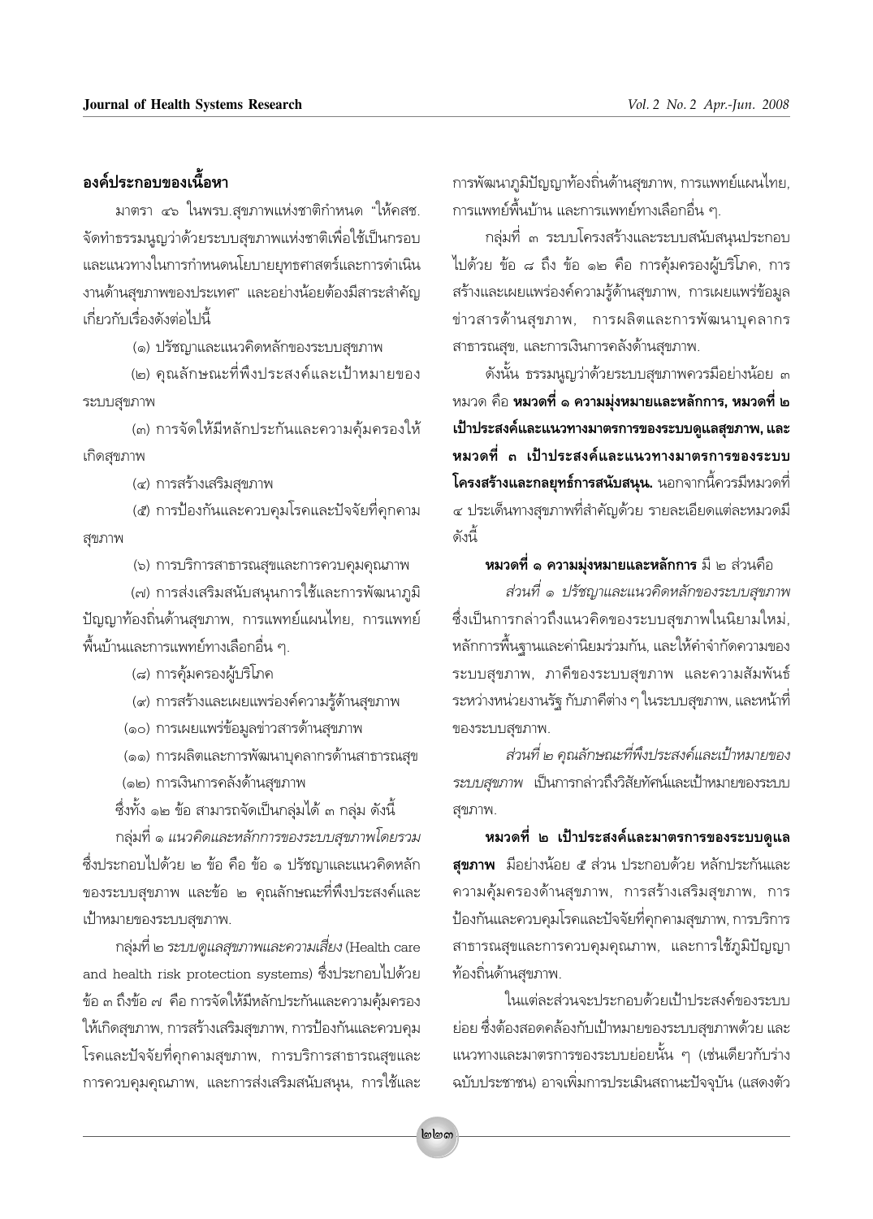## องค์ประกอบของเนื้อหา

มาตรา ๔๖ ในพรบ.สุขภาพแห่งชาติกำหนด "ให้คสช. จัดทำธรรมนูญว่าด้วยระบบสุขภาพแห่งชาติเพื่อใช้เป็นกรอบและแนวทางในการกำหนดนโยบายยุทธศาสตร์และการดำเนินงานด้านสุขภาพของประเทศ" และอย่างน้อยต้องมีสาระสำคัญเกี่ยวกับเรื่องดังต่อไปนี้

(๑) ปรัชญาและแนวคิดหลักของระบบสุขภาพ

(๒) คุณลักษณะที่พึงประสงค์และเป้าหมายของระบบสุขภาพ

(๓) การจัดให้มีหลักประกันและความคุ้มครองให้เกิดสุขภาพ

(๔) การสร้างเสริมสุขภาพ

(๕) การป้องกันและควบคุมโรคและปัจจัยที่คุกคามสุขภาพ

(๖) การบริการสาธารณสุขและการควบคุมคุณภาพ

(๗) การส่งเสริมสนับสนุนการใช้และการพัฒนาภูมิปัญญาท้องถิ่นด้านสุขภาพ, การแพทย์แผนไทย, การแพทย์พื้นบ้านและการแพทย์ทางเลือกอื่น ๆ.

(๘) การคุ้มครองผู้บริโภค

(๙) การสร้างและเผยแพร่องค์ความรู้ด้านสุขภาพ

(๑๐) การเผยแพร่ข้อมูลข่าวสารด้านสุขภาพ

(๑๑) การผลิตและการพัฒนาบุคลากรด้านสาธารณสุข

(๑๒) การเงินการคลังด้านสุขภาพ

ซึ่งทั้ง ๑๒ ข้อ สามารถจัดเป็นกลุ่มได้ ๓ กลุ่ม ดังนี้

กลุ่มที่ ๑ *แนวคิดและหลักการของระบบสุขภาพโดยรวม* ซึ่งประกอบไปด้วย ๒ ข้อ คือ ข้อ ๑ ปรัชญาและแนวคิดหลักของระบบสุขภาพ และข้อ ๒ คุณลักษณะที่พึงประสงค์และเป้าหมายของระบบสุขภาพ.

กลุ่มที่ ๒ *ระบบดูแลสุขภาพและความเสี่ยง* (Health care and health risk protection systems) ซึ่งประกอบไปด้วยข้อ ๓ ถึงข้อ ๗ คือ การจัดให้มีหลักประกันและความคุ้มครองให้เกิดสุขภาพ, การสร้างเสริมสุขภาพ, การป้องกันและควบคุมโรคและปัจจัยที่คุกคามสุขภาพ, การบริการสาธารณสุขและการควบคุมคุณภาพ, และการส่งเสริมสนับสนุน, การใช้และการพัฒนาภูมิปัญญาท้องถิ่นด้านสุขภาพ, การแพทย์แผนไทย, การแพทย์พื้นบ้าน และการแพทย์ทางเลือกอื่น ๆ.

กลุ่มที่ ๓ ระบบโครงสร้างและระบบสนับสนุนประกอบไปด้วย ข้อ ๘ ถึง ข้อ ๑๒ คือ การคุ้มครองผู้บริโภค, การสร้างและเผยแพร่องค์ความรู้ด้านสุขภาพ, การเผยแพร่ข้อมูลข่าวสารด้านสุขภาพ, การผลิตและการพัฒนาบุคลากรสาธารณสุข, และการเงินการคลังด้านสุขภาพ.

ดังนั้น ธรรมนูญว่าด้วยระบบสุขภาพควรมีอย่างน้อย ๓ หมวด คือ **หมวดที่ ๑ ความมุ่งหมายและหลักการ, หมวดที่ ๒ เป้าประสงค์และแนวทางมาตรการของระบบดูแลสุขภาพ, และหมวดที่ ๓ เป้าประสงค์และแนวทางมาตรการของระบบโครงสร้างและกลยุทธ์การสนับสนุน.** นอกจากนี้ควรมีหมวดที่ ๔ ประเด็นทางสุขภาพที่สำคัญด้วย รายละเอียดแต่ละหมวดมีดังนี้

**หมวดที่ ๑ ความมุ่งหมายและหลักการ** มี ๒ ส่วนคือ

*ส่วนที่ ๑ ปรัชญาและแนวคิดหลักของระบบสุขภาพ* ซึ่งเป็นการกล่าวถึงแนวคิดของระบบสุขภาพในนิยามใหม่, หลักการพื้นฐานและค่านิยมร่วมกัน, และให้คำจำกัดความของระบบสุขภาพ, ภาคีของระบบสุขภาพ และความสัมพันธ์ระหว่างหน่วยงานรัฐ กับภาคีต่าง ๆ ในระบบสุขภาพ, และหน้าที่ของระบบสุขภาพ.

*ส่วนที่ ๒ คุณลักษณะที่พึงประสงค์และเป้าหมายของระบบสุขภาพ* เป็นการกล่าวถึงวิสัยทัศน์และเป้าหมายของระบบสุขภาพ.

**หมวดที่ ๒ เป้าประสงค์และมาตรการของระบบดูแลสุขภาพ** มีอย่างน้อย ๕ ส่วน ประกอบด้วย หลักประกันและความคุ้มครองด้านสุขภาพ, การสร้างเสริมสุขภาพ, การป้องกันและควบคุมโรคและปัจจัยที่คุกคามสุขภาพ, การบริการสาธารณสุขและการควบคุมคุณภาพ, และการใช้ภูมิปัญญาท้องถิ่นด้านสุขภาพ.

ในแต่ละส่วนจะประกอบด้วยเป้าประสงค์ของระบบย่อย ซึ่งต้องสอดคล้องกับเป้าหมายของระบบสุขภาพด้วย และแนวทางและมาตรการของระบบย่อยนั้น ๆ (เช่นเดียวกับร่างฉบับประชาชน) อาจเพิ่มการประเมินสถานะปัจจุบัน (แสดงตัว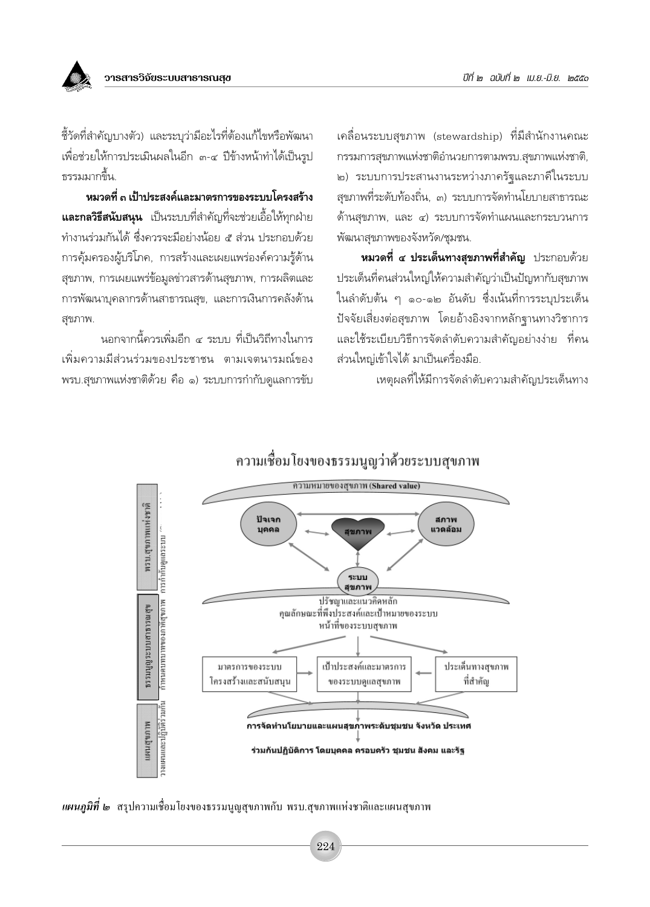ชี้วัดที่สำคัญบางตัว) และระบุว่ามีอะไรที่ต้องแก้ไขหรือพัฒนาเพื่อช่วยให้การประเมินผลในอีก ๓-๔ ปีข้างหน้าทำได้เป็นรูปธรรมมากขึ้น.

**หมวดที่ ๓ เป้าประสงค์และมาตรการของระบบโครงสร้างและกลวิธีสนับสนุน** เป็นระบบที่สำคัญที่จะช่วยเอื้อให้ทุกฝ่ายทำงานร่วมกันได้ ซึ่งควรจะมีอย่างน้อย ๕ ส่วน ประกอบด้วย การคุ้มครองผู้บริโภค, การสร้างและเผยแพร่องค์ความรู้ด้านสุขภาพ, การเผยแพร่ข้อมูลข่าวสารด้านสุขภาพ, การผลิตและการพัฒนาบุคลากรด้านสาธารณสุข, และการเงินการคลังด้านสุขภาพ.

นอกจากนี้ควรเพิ่มอีก ๔ ระบบ ที่เป็นวิถีทางในการเพิ่มความมีส่วนร่วมของประชาชน ตามเจตนารมณ์ของพรบ.สุขภาพแห่งชาติด้วย คือ ๑) ระบบการกำกับดูแลการขับเคลื่อนระบบสุขภาพ (stewardship) ที่มีสำนักงานคณะกรรมการสุขภาพแห่งชาติอำนวยการตามพรบ.สุขภาพแห่งชาติ, ๒) ระบบการประสานงานระหว่างภาครัฐและภาคีในระบบสุขภาพที่ระดับท้องถิ่น, ๓) ระบบการจัดทำนโยบายสาธารณะด้านสุขภาพ, และ ๔) ระบบการจัดทำแผนและกระบวนการพัฒนาสุขภาพของจังหวัด/ชุมชน.

**หมวดที่ ๔ ประเด็นทางสุขภาพที่สำคัญ** ประกอบด้วยประเด็นที่คนส่วนใหญ่ให้ความสำคัญว่าเป็นปัญหากับสุขภาพในลำดับต้น ๆ ๑๐-๑๒ อันดับ ซึ่งเน้นที่การระบุประเด็นปัจจัยเสี่ยงต่อสุขภาพ โดยอ้างอิงจากหลักฐานทางวิชาการ และใช้ระเบียบวิธีการจัดลำดับความสำคัญอย่างง่าย ที่คนส่วนใหญ่เข้าใจได้ มาเป็นเครื่องมือ.

เหตุผลที่ให้มีการจัดลำดับความสำคัญประเด็นทาง

ความเชื่อมโยงของธรรมนูญว่าด้วยระบบสุขภาพ

ความหมายของสุขภาพ (Shared value)

ปัจเจกบุคคล

สุขภาพ

สภาพแวดล้อม

ระบบสุขภาพ

ปรัชญาและแนวคิดหลัก

คุณลักษณะที่พึงประสงค์และเป้าหมายของระบบ

หน้าที่ของระบบสุขภาพ

มาตรการของระบบโครงสร้างและสนับสนุน

เป้าประสงค์และมาตรการของระบบดูแลสุขภาพ

ประเด็นทางสุขภาพที่สำคัญ

การจัดทำนโยบายและแผนสุขภาพระดับชุมชน จังหวัด ประเทศ

ร่วมกันปฏิบัติการ โดยบุคคล ครอบครัว ชุมชน สังคม และรัฐ

พรบ.สุขภาพแห่งชาติ

ธรรมนูญระบบสาธารณสุข

แผนสุขภาพ

***แผนภูมิที่ ๒*** สรุปความเชื่อมโยงของธรรมนูญสุขภาพกับ พรบ.สุขภาพแห่งชาติและแผนสุขภาพ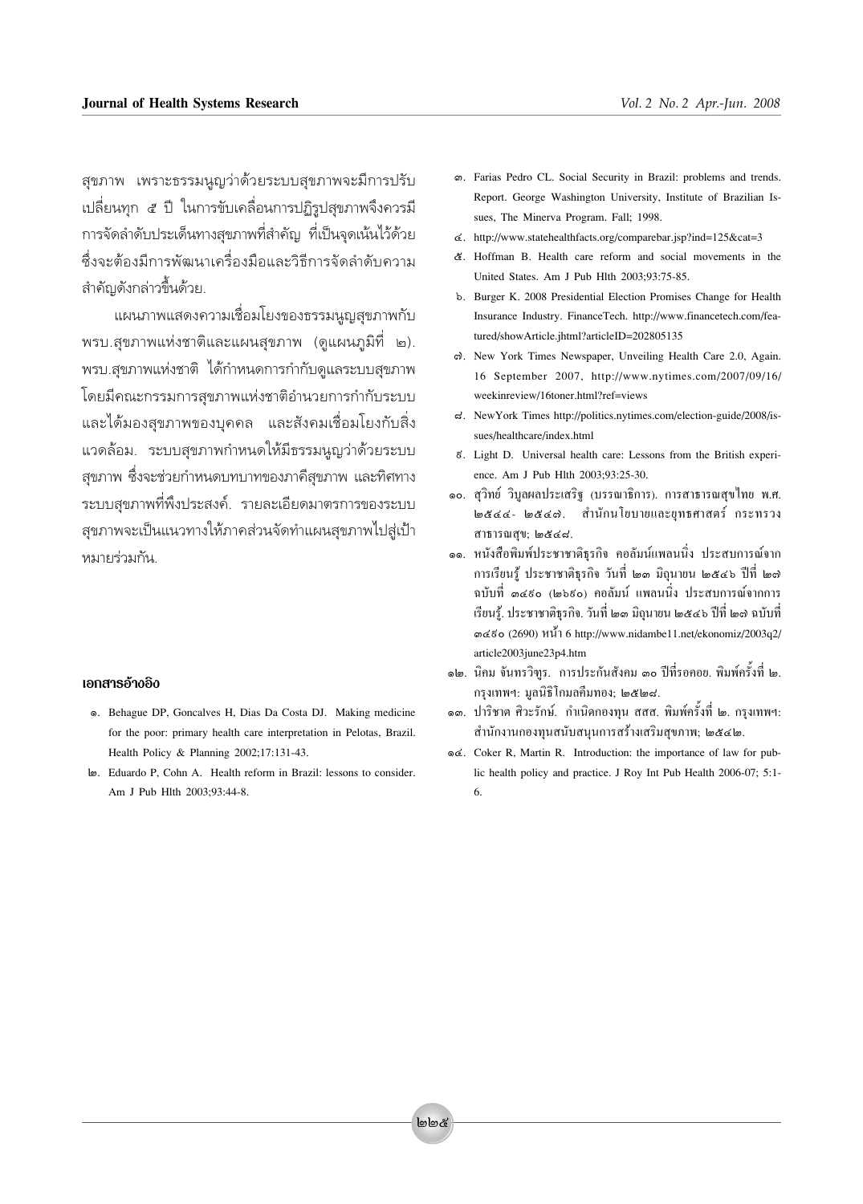สุขภาพ เพราะธรรมนูญว่าด้วยระบบสุขภาพจะมีการปรับเปลี่ยนทุก ๕ ปี ในการขับเคลื่อนการปฏิรูปสุขภาพจึงควรมีการจัดลำดับประเด็นทางสุขภาพที่สำคัญ ที่เป็นจุดเน้นไว้ด้วย ซึ่งจะต้องมีการพัฒนาเครื่องมือและวิธีการจัดลำดับความสำคัญดังกล่าวขึ้นด้วย.

แผนภาพแสดงความเชื่อมโยงของธรรมนูญสุขภาพกับ พรบ.สุขภาพแห่งชาติและแผนสุขภาพ (ดูแผนภูมิที่ ๒). พรบ.สุขภาพแห่งชาติ ได้กำหนดการกำกับดูแลระบบสุขภาพ โดยมีคณะกรรมการสุขภาพแห่งชาติอำนวยการกำกับระบบ และได้มองสุขภาพของบุคคล และสังคมเชื่อมโยงกับสิ่งแวดล้อม. ระบบสุขภาพกำหนดให้มีธรรมนูญว่าด้วยระบบสุขภาพ ซึ่งจะช่วยกำหนดบทบาทของภาคีสุขภาพ และทิศทางระบบสุขภาพที่พึงประสงค์. รายละเอียดมาตรการของระบบสุขภาพจะเป็นแนวทางให้ภาคส่วนจัดทำแผนสุขภาพไปสู่เป้าหมายร่วมกัน.

## เอกสารอ้างอิง

๑. Behague DP, Goncalves H, Dias Da Costa DJ. Making medicine for the poor: primary health care interpretation in Pelotas, Brazil. Health Policy & Planning 2002;17:131-43.

๒. Eduardo P, Cohn A. Health reform in Brazil: lessons to consider. Am J Pub Hlth 2003;93:44-8.

๓. Farias Pedro CL. Social Security in Brazil: problems and trends. Report. George Washington University, Institute of Brazilian Issues, The Minerva Program. Fall; 1998.

๔. http://www.statehealthfacts.org/comparebar.jsp?ind=125&cat=3

๕. Hoffman B. Health care reform and social movements in the United States. Am J Pub Hlth 2003;93:75-85.

๖. Burger K. 2008 Presidential Election Promises Change for Health Insurance Industry. FinanceTech. http://www.financetech.com/featured/showArticle.jhtml?articleID=202805135

๗. New York Times Newspaper, Unveiling Health Care 2.0, Again. 16 September 2007, http://www.nytimes.com/2007/09/16/weekinreview/16toner.html?ref=views

๘. NewYork Times http://politics.nytimes.com/election-guide/2008/issues/healthcare/index.html

๙. Light D. Universal health care: Lessons from the British experience. Am J Pub Hlth 2003;93:25-30.

๑๐. สุวิทย์ วิบูลผลประเสริฐ (บรรณาธิการ). การสาธารณสุขไทย พ.ศ. ๒๕๔๔- ๒๕๔๗. สำนักนโยบายและยุทธศาสตร์ กระทรวงสาธารณสุข; ๒๕๔๘.

๑๑. หนังสือพิมพ์ประชาชาติธุรกิจ คอลัมน์แพลนนิ่ง ประสบการณ์จากการเรียนรู้ ประชาชาติธุรกิจ วันที่ ๒๓ มิถุนายน ๒๕๔๖ ปีที่ ๒๗ ฉบับที่ ๓๔๙๐ (๒๖๙๐) คอลัมน์ แพลนนิ่ง ประสบการณ์จากการเรียนรู้. ประชาชาติธุรกิจ. วันที่ ๒๓ มิถุนายน ๒๕๔๖ ปีที่ ๒๗ ฉบับที่ ๓๔๙๐ (2690) หน้า 6 http://www.nidambe11.net/ekonomiz/2003q2/article2003june23p4.htm

๑๒. นิคม จันทรวิทูร. การประกันสังคม ๓๐ ปีที่รอคอย. พิมพ์ครั้งที่ ๒. กรุงเทพฯ: มูลนิธิโกมลคีมทอง; ๒๕๒๘.

๑๓. ปาริชาต ศิวะรักษ์. กำเนิดกองทุน สสส. พิมพ์ครั้งที่ ๒. กรุงเทพฯ: สำนักงานกองทุนสนับสนุนการสร้างเสริมสุขภาพ; ๒๕๔๒.

๑๔. Coker R, Martin R. Introduction: the importance of law for public health policy and practice. J Roy Int Pub Health 2006-07; 5:1-6.